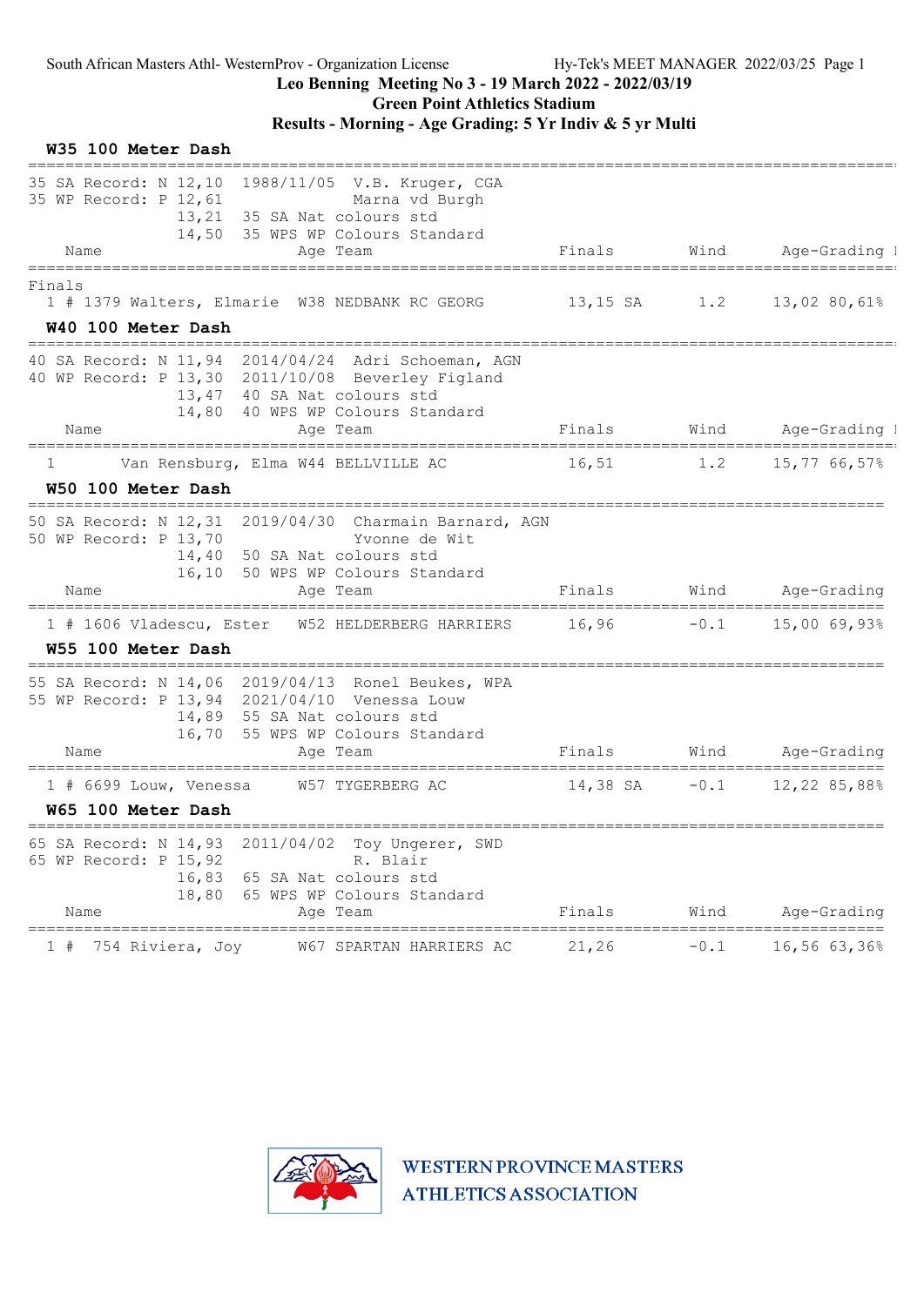South African Masters Athl- WesternProv - Organization License    Hy-Tek's MEET MANAGER 2022/03/25 Page 1

**Leo Benning Meeting No 3 - 19 March 2022 - 2022/03/19**

**Green Point Athletics Stadium**

**Results - Morning - Age Grading: 5 Yr Indiv & 5 yr Multi**

### W35 100 Meter Dash

```
35 SA Record: N 12,10  1988/11/05  V.B. Kruger, CGA
35 WP Record: P 12,61              Marna vd Burgh
                13,21  35 SA Nat colours std
                14,50  35 WPS WP Colours Standard
```

| Place | Name | Age | Team | Finals | Wind | Age-Grading |
|---|---|---|---|---|---|---|
| **Finals** | | | | | | |
| 1 # 1379 | Walters, Elmarie | W38 | NEDBANK RC GEORG | 13,15 SA | 1.2 | 13,02 80,61% |

### W40 100 Meter Dash

```
40 SA Record: N 11,94  2014/04/24  Adri Schoeman, AGN
40 WP Record: P 13,30  2011/10/08  Beverley Figland
                13,47  40 SA Nat colours std
                14,80  40 WPS WP Colours Standard
```

| Place | Name | Age | Team | Finals | Wind | Age-Grading |
|---|---|---|---|---|---|---|
| 1 | Van Rensburg, Elma | W44 | BELLVILLE AC | 16,51 | 1.2 | 15,77 66,57% |

### W50 100 Meter Dash

```
50 SA Record: N 12,31  2019/04/30  Charmain Barnard, AGN
50 WP Record: P 13,70              Yvonne de Wit
                14,40  50 SA Nat colours std
                16,10  50 WPS WP Colours Standard
```

| Place | Name | Age | Team | Finals | Wind | Age-Grading |
|---|---|---|---|---|---|---|
| 1 # 1606 | Vladescu, Ester | W52 | HELDERBERG HARRIERS | 16,96 | -0.1 | 15,00 69,93% |

### W55 100 Meter Dash

```
55 SA Record: N 14,06  2019/04/13  Ronel Beukes, WPA
55 WP Record: P 13,94  2021/04/10  Venessa Louw
                14,89  55 SA Nat colours std
                16,70  55 WPS WP Colours Standard
```

| Place | Name | Age | Team | Finals | Wind | Age-Grading |
|---|---|---|---|---|---|---|
| 1 # 6699 | Louw, Venessa | W57 | TYGERBERG AC | 14,38 SA | -0.1 | 12,22 85,88% |

### W65 100 Meter Dash

```
65 SA Record: N 14,93  2011/04/02  Toy Ungerer, SWD
65 WP Record: P 15,92              R. Blair
                16,83  65 SA Nat colours std
                18,80  65 WPS WP Colours Standard
```

| Place | Name | Age | Team | Finals | Wind | Age-Grading |
|---|---|---|---|---|---|---|
| 1 # 754 | Riviera, Joy | W67 | SPARTAN HARRIERS AC | 21,26 | -0.1 | 16,56 63,36% |

WESTERN PROVINCE MASTERS ATHLETICS ASSOCIATION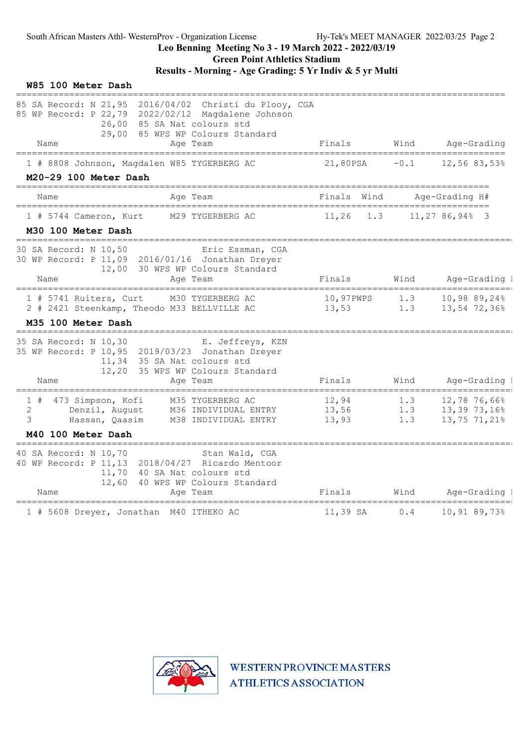Leo Benning Meeting No 3 - 19 March 2022 - 2022/03/19
Green Point Athletics Stadium
Results - Morning - Age Grading: 5 Yr Indiv & 5 yr Multi

### W85 100 Meter Dash

85 SA Record: N 21,95 2016/04/02 Christi du Plooy, CGA
85 WP Record: P 22,79 2022/02/12 Magdalene Johnson
26,00 85 SA Nat colours std
29,00 85 WPS WP Colours Standard

| Name | Age | Team | Finals | Wind | Age-Grading |
|---|---|---|---|---|---|
| 1 # 8808 Johnson, Magdalen | W85 | TYGERBERG AC | 21,80PSA | -0.1 | 12,56 83,53% |

### M20-29 100 Meter Dash

| Name | Age | Team | Finals | Wind | Age-Grading | H# |
|---|---|---|---|---|---|---|
| 1 # 5744 Cameron, Kurt | M29 | TYGERBERG AC | 11,26 | 1.3 | 11,27 86,94% | 3 |

### M30 100 Meter Dash

30 SA Record: N 10,50 Eric Essman, CGA
30 WP Record: P 11,09 2016/01/16 Jonathan Dreyer
12,00 30 WPS WP Colours Standard

| Name | Age | Team | Finals | Wind | Age-Grading |
|---|---|---|---|---|---|
| 1 # 5741 Ruiters, Curt | M30 | TYGERBERG AC | 10,97PWPS | 1.3 | 10,98 89,24% |
| 2 # 2421 Steenkamp, Theodo | M33 | BELLVILLE AC | 13,53 | 1.3 | 13,54 72,36% |

### M35 100 Meter Dash

35 SA Record: N 10,30 E. Jeffreys, KZN
35 WP Record: P 10,95 2019/03/23 Jonathan Dreyer
11,34 35 SA Nat colours std
12,20 35 WPS WP Colours Standard

| Name | Age | Team | Finals | Wind | Age-Grading |
|---|---|---|---|---|---|
| 1 # 473 Simpson, Kofi | M35 | TYGERBERG AC | 12,94 | 1.3 | 12,78 76,66% |
| 2 Denzil, August | M36 | INDIVIDUAL ENTRY | 13,56 | 1.3 | 13,39 73,16% |
| 3 Hassan, Qaasim | M38 | INDIVIDUAL ENTRY | 13,93 | 1.3 | 13,75 71,21% |

### M40 100 Meter Dash

40 SA Record: N 10,70 Stan Wald, CGA
40 WP Record: P 11,13 2018/04/27 Ricardo Mentoor
11,70 40 SA Nat colours std
12,60 40 WPS WP Colours Standard

| Name | Age | Team | Finals | Wind | Age-Grading |
|---|---|---|---|---|---|
| 1 # 5608 Dreyer, Jonathan | M40 | ITHEKO AC | 11,39 SA | 0.4 | 10,91 89,73% |

WESTERN PROVINCE MASTERS ATHLETICS ASSOCIATION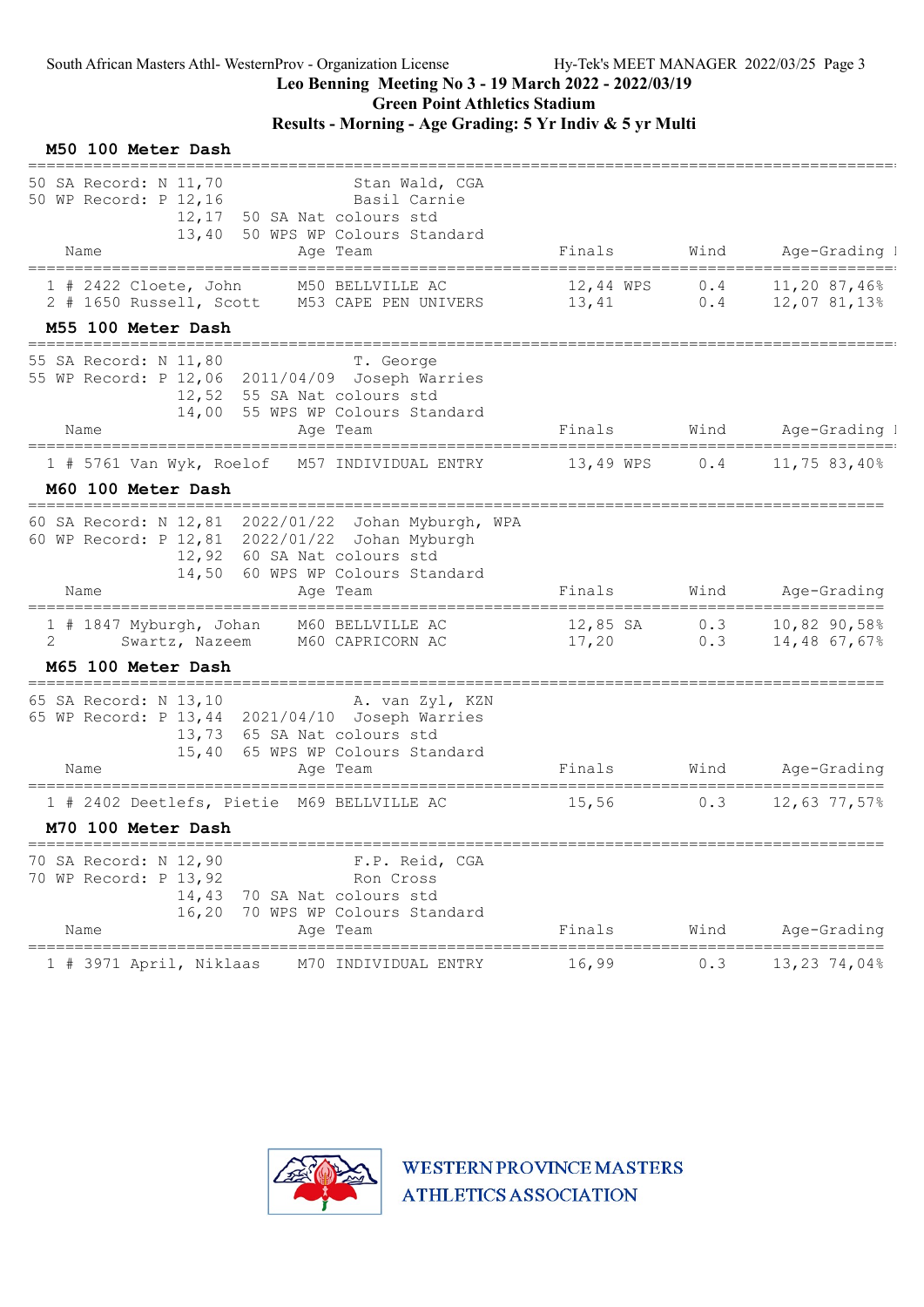Leo Benning Meeting No 3 - 19 March 2022 - 2022/03/19

Green Point Athletics Stadium

Results - Morning - Age Grading: 5 Yr Indiv & 5 yr Multi

### M50 100 Meter Dash

50 SA Record: N 11,70 Stan Wald, CGA
50 WP Record: P 12,16 Basil Carnie
12,17 50 SA Nat colours std
13,40 50 WPS WP Colours Standard

| | Name | Age | Team | Finals | | Wind | Age-Grading | |
|---|---|---|---|---|---|---|---|---|
| 1 | # 2422 Cloete, John | M50 | BELLVILLE AC | 12,44 | WPS | 0.4 | 11,20 | 87,46% |
| 2 | # 1650 Russell, Scott | M53 | CAPE PEN UNIVERS | 13,41 | | 0.4 | 12,07 | 81,13% |

### M55 100 Meter Dash

55 SA Record: N 11,80 T. George
55 WP Record: P 12,06 2011/04/09 Joseph Warries
12,52 55 SA Nat colours std
14,00 55 WPS WP Colours Standard

| | Name | Age | Team | Finals | | Wind | Age-Grading | |
|---|---|---|---|---|---|---|---|---|
| 1 | # 5761 Van Wyk, Roelof | M57 | INDIVIDUAL ENTRY | 13,49 | WPS | 0.4 | 11,75 | 83,40% |

### M60 100 Meter Dash

60 SA Record: N 12,81 2022/01/22 Johan Myburgh, WPA
60 WP Record: P 12,81 2022/01/22 Johan Myburgh
12,92 60 SA Nat colours std
14,50 60 WPS WP Colours Standard

| | Name | Age | Team | Finals | | Wind | Age-Grading | |
|---|---|---|---|---|---|---|---|---|
| 1 | # 1847 Myburgh, Johan | M60 | BELLVILLE AC | 12,85 | SA | 0.3 | 10,82 | 90,58% |
| 2 | Swartz, Nazeem | M60 | CAPRICORN AC | 17,20 | | 0.3 | 14,48 | 67,67% |

### M65 100 Meter Dash

65 SA Record: N 13,10 A. van Zyl, KZN
65 WP Record: P 13,44 2021/04/10 Joseph Warries
13,73 65 SA Nat colours std
15,40 65 WPS WP Colours Standard

| | Name | Age | Team | Finals | Wind | Age-Grading | |
|---|---|---|---|---|---|---|---|
| 1 | # 2402 Deetlefs, Pietie | M69 | BELLVILLE AC | 15,56 | 0.3 | 12,63 | 77,57% |

### M70 100 Meter Dash

70 SA Record: N 12,90 F.P. Reid, CGA
70 WP Record: P 13,92 Ron Cross
14,43 70 SA Nat colours std
16,20 70 WPS WP Colours Standard

| | Name | Age | Team | Finals | Wind | Age-Grading | |
|---|---|---|---|---|---|---|---|
| 1 | # 3971 April, Niklaas | M70 | INDIVIDUAL ENTRY | 16,99 | 0.3 | 13,23 | 74,04% |

WESTERN PROVINCE MASTERS ATHLETICS ASSOCIATION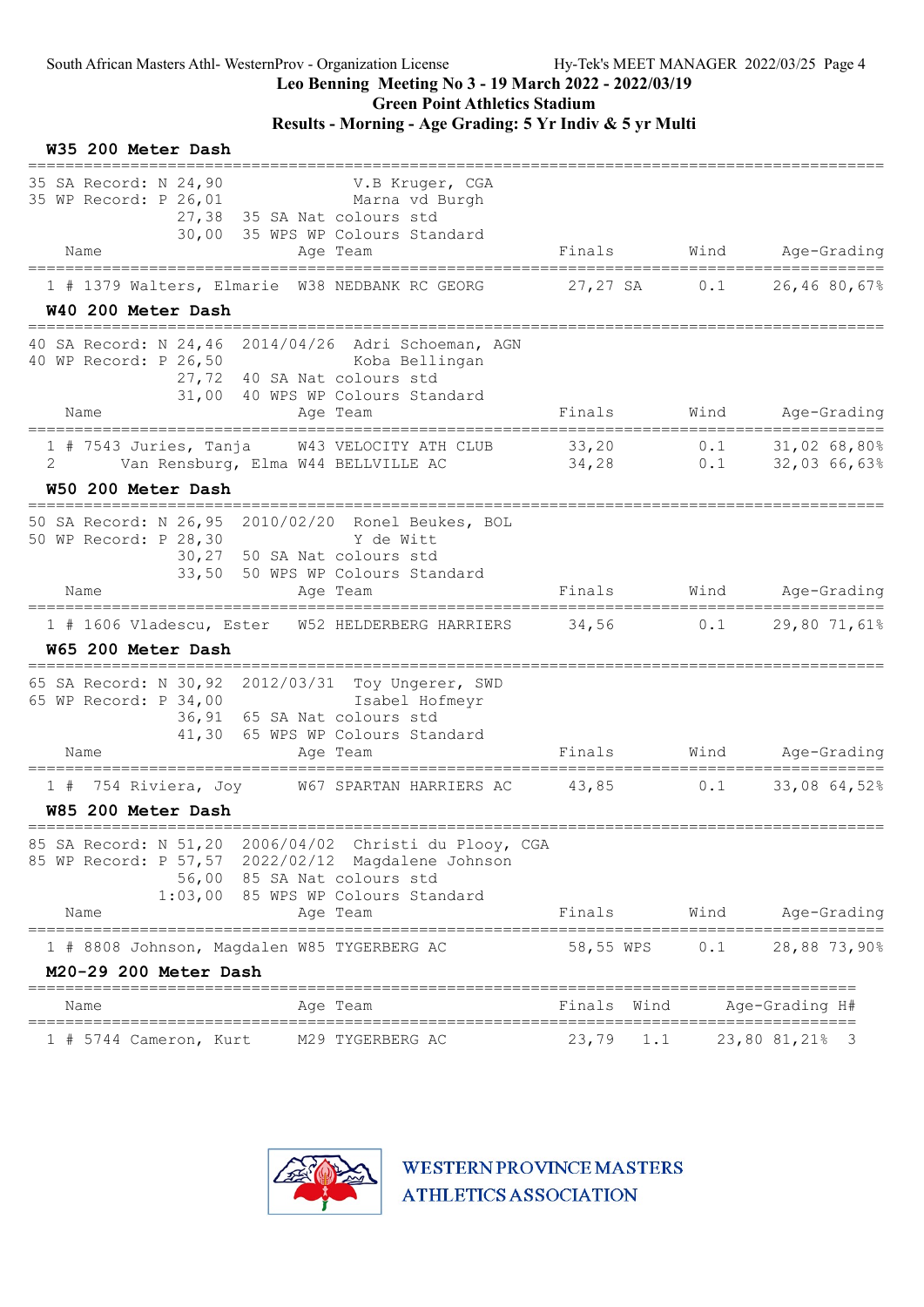South African Masters Athl- WesternProv - Organization License

## Leo Benning Meeting No 3 - 19 March 2022 - 2022/03/19

### Green Point Athletics Stadium

### Results - Morning - Age Grading: 5 Yr Indiv & 5 yr Multi

#### W35 200 Meter Dash

35 SA Record: N 24,90 V.B Kruger, CGA
35 WP Record: P 26,01 Marna vd Burgh
27,38 35 SA Nat colours std
30,00 35 WPS WP Colours Standard

| Place | Name | Age | Team | Finals | Wind | Age-Grading |
|---|---|---|---|---|---|---|
| 1 | # 1379 Walters, Elmarie | W38 | NEDBANK RC GEORG | 27,27 SA | 0.1 | 26,46 80,67% |

#### W40 200 Meter Dash

40 SA Record: N 24,46 2014/04/26 Adri Schoeman, AGN
40 WP Record: P 26,50 Koba Bellingan
27,72 40 SA Nat colours std
31,00 40 WPS WP Colours Standard

| Place | Name | Age | Team | Finals | Wind | Age-Grading |
|---|---|---|---|---|---|---|
| 1 | # 7543 Juries, Tanja | W43 | VELOCITY ATH CLUB | 33,20 | 0.1 | 31,02 68,80% |
| 2 | Van Rensburg, Elma | W44 | BELLVILLE AC | 34,28 | 0.1 | 32,03 66,63% |

#### W50 200 Meter Dash

50 SA Record: N 26,95 2010/02/20 Ronel Beukes, BOL
50 WP Record: P 28,30 Y de Witt
30,27 50 SA Nat colours std
33,50 50 WPS WP Colours Standard

| Place | Name | Age | Team | Finals | Wind | Age-Grading |
|---|---|---|---|---|---|---|
| 1 | # 1606 Vladescu, Ester | W52 | HELDERBERG HARRIERS | 34,56 | 0.1 | 29,80 71,61% |

#### W65 200 Meter Dash

65 SA Record: N 30,92 2012/03/31 Toy Ungerer, SWD
65 WP Record: P 34,00 Isabel Hofmeyr
36,91 65 SA Nat colours std
41,30 65 WPS WP Colours Standard

| Place | Name | Age | Team | Finals | Wind | Age-Grading |
|---|---|---|---|---|---|---|
| 1 | # 754 Riviera, Joy | W67 | SPARTAN HARRIERS AC | 43,85 | 0.1 | 33,08 64,52% |

#### W85 200 Meter Dash

85 SA Record: N 51,20 2006/04/02 Christi du Plooy, CGA
85 WP Record: P 57,57 2022/02/12 Magdalene Johnson
56,00 85 SA Nat colours std
1:03,00 85 WPS WP Colours Standard

| Place | Name | Age | Team | Finals | Wind | Age-Grading |
|---|---|---|---|---|---|---|
| 1 | # 8808 Johnson, Magdalen | W85 | TYGERBERG AC | 58,55 WPS | 0.1 | 28,88 73,90% |

#### M20-29 200 Meter Dash

| Place | Name | Age | Team | Finals | Wind | Age-Grading | H# |
|---|---|---|---|---|---|---|---|
| 1 | # 5744 Cameron, Kurt | M29 | TYGERBERG AC | 23,79 | 1.1 | 23,80 81,21% | 3 |

WESTERN PROVINCE MASTERS ATHLETICS ASSOCIATION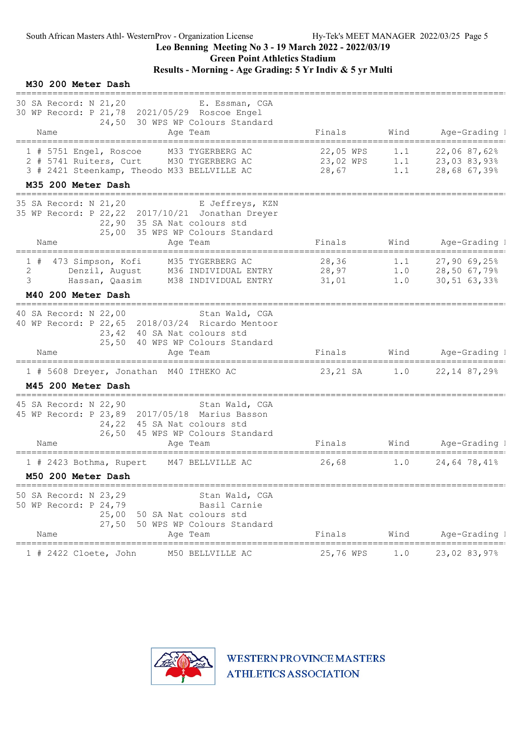South African Masters Athl- WesternProv - Organization License Hy-Tek's MEET MANAGER 2022/03/25

**Leo Benning Meeting No 3 - 19 March 2022 - 2022/03/19**

**Green Point Athletics Stadium**

**Results - Morning - Age Grading: 5 Yr Indiv & 5 yr Multi**

### M30 200 Meter Dash

30 SA Record: N 21,20 E. Essman, CGA
30 WP Record: P 21,78 2021/05/29 Roscoe Engel
24,50 30 WPS WP Colours Standard

| | Name | Age | Team | Finals | Wind | Age-Grading |
|---|---|---|---|---|---|---|
| 1 # | 5751 Engel, Roscoe | M33 | TYGERBERG AC | 22,05 WPS | 1.1 | 22,06 87,62% |
| 2 # | 5741 Ruiters, Curt | M30 | TYGERBERG AC | 23,02 WPS | 1.1 | 23,03 83,93% |
| 3 # | 2421 Steenkamp, Theodo | M33 | BELLVILLE AC | 28,67 | 1.1 | 28,68 67,39% |

### M35 200 Meter Dash

35 SA Record: N 21,20 E Jeffreys, KZN
35 WP Record: P 22,22 2017/10/21 Jonathan Dreyer
22,90 35 SA Nat colours std
25,00 35 WPS WP Colours Standard

| | Name | Age | Team | Finals | Wind | Age-Grading |
|---|---|---|---|---|---|---|
| 1 # | 473 Simpson, Kofi | M35 | TYGERBERG AC | 28,36 | 1.1 | 27,90 69,25% |
| 2 | Denzil, August | M36 | INDIVIDUAL ENTRY | 28,97 | 1.0 | 28,50 67,79% |
| 3 | Hassan, Qaasim | M38 | INDIVIDUAL ENTRY | 31,01 | 1.0 | 30,51 63,33% |

### M40 200 Meter Dash

40 SA Record: N 22,00 Stan Wald, CGA
40 WP Record: P 22,65 2018/03/24 Ricardo Mentoor
23,42 40 SA Nat colours std
25,50 40 WPS WP Colours Standard

| | Name | Age | Team | Finals | Wind | Age-Grading |
|---|---|---|---|---|---|---|
| 1 # | 5608 Dreyer, Jonathan | M40 | ITHEKO AC | 23,21 SA | 1.0 | 22,14 87,29% |

### M45 200 Meter Dash

45 SA Record: N 22,90 Stan Wald, CGA
45 WP Record: P 23,89 2017/05/18 Marius Basson
24,22 45 SA Nat colours std
26,50 45 WPS WP Colours Standard

| | Name | Age | Team | Finals | Wind | Age-Grading |
|---|---|---|---|---|---|---|
| 1 # | 2423 Bothma, Rupert | M47 | BELLVILLE AC | 26,68 | 1.0 | 24,64 78,41% |

### M50 200 Meter Dash

50 SA Record: N 23,29 Stan Wald, CGA
50 WP Record: P 24,79 Basil Carnie
25,00 50 SA Nat colours std
27,50 50 WPS WP Colours Standard

| | Name | Age | Team | Finals | Wind | Age-Grading |
|---|---|---|---|---|---|---|
| 1 # | 2422 Cloete, John | M50 | BELLVILLE AC | 25,76 WPS | 1.0 | 23,02 83,97% |

WESTERN PROVINCE MASTERS ATHLETICS ASSOCIATION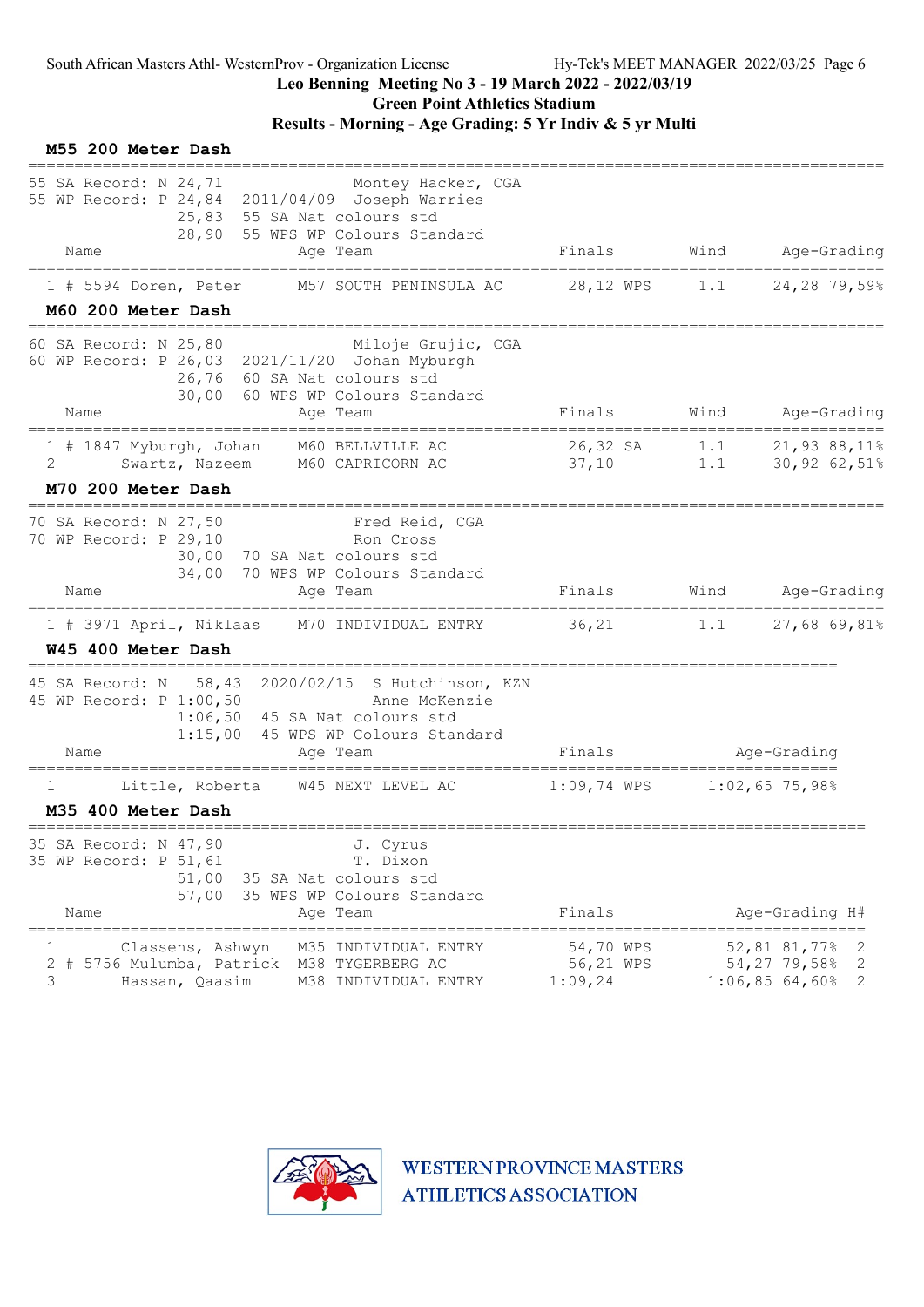South African Masters Athl- WesternProv - Organization License Hy-Tek's MEET MANAGER 2022/03/25

**Leo Benning Meeting No 3 - 19 March 2022 - 2022/03/19**
**Green Point Athletics Stadium**
**Results - Morning - Age Grading: 5 Yr Indiv & 5 yr Multi**

### M55 200 Meter Dash

55 SA Record: N 24,71 Montey Hacker, CGA
55 WP Record: P 24,84 2011/04/09 Joseph Warries
25,83 55 SA Nat colours std
28,90 55 WPS WP Colours Standard

| Place | Name | Age | Team | Finals | Wind | Age-Grading |
|---|---|---|---|---|---|---|
| 1 | # 5594 Doren, Peter | M57 | SOUTH PENINSULA AC | 28,12 WPS | 1.1 | 24,28 79,59% |

### M60 200 Meter Dash

60 SA Record: N 25,80 Miloje Grujic, CGA
60 WP Record: P 26,03 2021/11/20 Johan Myburgh
26,76 60 SA Nat colours std
30,00 60 WPS WP Colours Standard

| Place | Name | Age | Team | Finals | Wind | Age-Grading |
|---|---|---|---|---|---|---|
| 1 | # 1847 Myburgh, Johan | M60 | BELLVILLE AC | 26,32 SA | 1.1 | 21,93 88,11% |
| 2 | Swartz, Nazeem | M60 | CAPRICORN AC | 37,10 | 1.1 | 30,92 62,51% |

### M70 200 Meter Dash

70 SA Record: N 27,50 Fred Reid, CGA
70 WP Record: P 29,10 Ron Cross
30,00 70 SA Nat colours std
34,00 70 WPS WP Colours Standard

| Place | Name | Age | Team | Finals | Wind | Age-Grading |
|---|---|---|---|---|---|---|
| 1 | # 3971 April, Niklaas | M70 | INDIVIDUAL ENTRY | 36,21 | 1.1 | 27,68 69,81% |

### W45 400 Meter Dash

45 SA Record: N 58,43 2020/02/15 S Hutchinson, KZN
45 WP Record: P 1:00,50 Anne McKenzie
1:06,50 45 SA Nat colours std
1:15,00 45 WPS WP Colours Standard

| Place | Name | Age | Team | Finals | Age-Grading |
|---|---|---|---|---|---|
| 1 | Little, Roberta | W45 | NEXT LEVEL AC | 1:09,74 WPS | 1:02,65 75,98% |

### M35 400 Meter Dash

35 SA Record: N 47,90 J. Cyrus
35 WP Record: P 51,61 T. Dixon
51,00 35 SA Nat colours std
57,00 35 WPS WP Colours Standard

| Place | Name | Age | Team | Finals | Age-Grading | H# |
|---|---|---|---|---|---|---|
| 1 | Classens, Ashwyn | M35 | INDIVIDUAL ENTRY | 54,70 WPS | 52,81 81,77% | 2 |
| 2 | # 5756 Mulumba, Patrick | M38 | TYGERBERG AC | 56,21 WPS | 54,27 79,58% | 2 |
| 3 | Hassan, Qaasim | M38 | INDIVIDUAL ENTRY | 1:09,24 | 1:06,85 64,60% | 2 |

WESTERN PROVINCE MASTERS ATHLETICS ASSOCIATION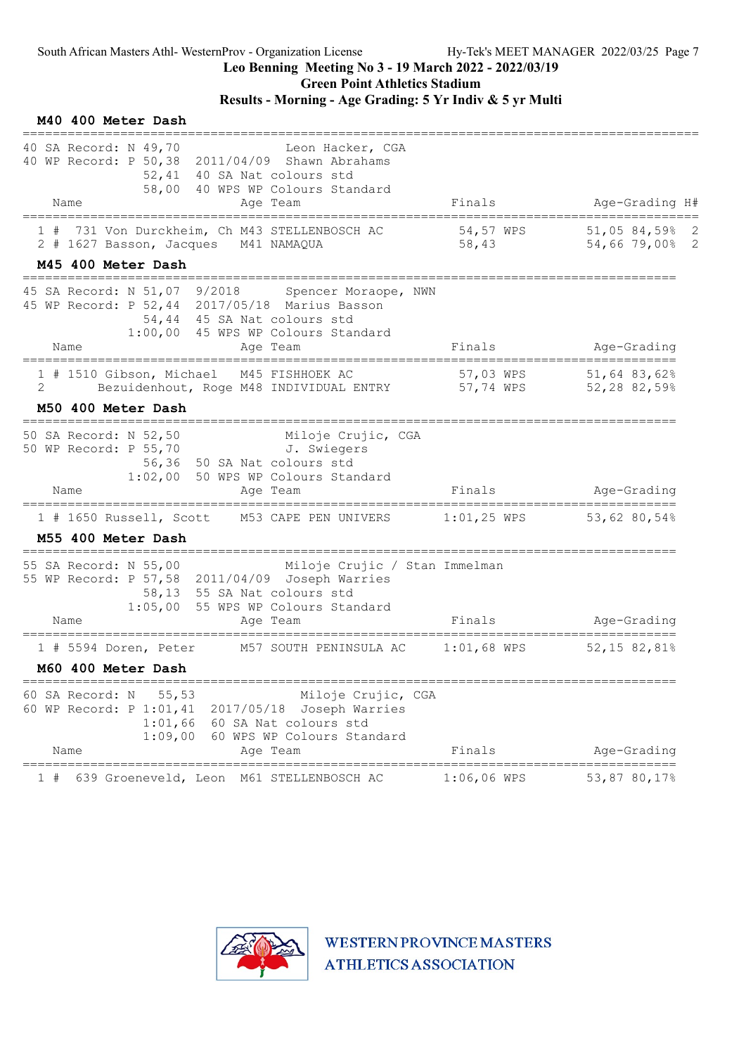South African Masters Athl- WesternProv - Organization License

Hy-Tek's MEET MANAGER 2022/03/25

## Leo Benning Meeting No 3 - 19 March 2022 - 2022/03/19

## Green Point Athletics Stadium

## Results - Morning - Age Grading: 5 Yr Indiv & 5 yr Multi

### M40 400 Meter Dash

40 SA Record: N 49,70 Leon Hacker, CGA
40 WP Record: P 50,38 2011/04/09 Shawn Abrahams
52,41 40 SA Nat colours std
58,00 40 WPS WP Colours Standard

| Place | # | Comp# | Name | Age | Team | Finals | | Age-Grading | | H# |
|---|---|---|---|---|---|---|---|---|---|---|
| 1 | # | 731 | Von Durckheim, Ch | M43 | STELLENBOSCH AC | 54,57 | WPS | 51,05 | 84,59% | 2 |
| 2 | # | 1627 | Basson, Jacques | M41 | NAMAQUA | 58,43 | | 54,66 | 79,00% | 2 |

### M45 400 Meter Dash

45 SA Record: N 51,07 9/2018 Spencer Moraope, NWN
45 WP Record: P 52,44 2017/05/18 Marius Basson
54,44 45 SA Nat colours std
1:00,00 45 WPS WP Colours Standard

| Place | # | Comp# | Name | Age | Team | Finals | | Age-Grading | |
|---|---|---|---|---|---|---|---|---|---|
| 1 | # | 1510 | Gibson, Michael | M45 | FISHHOEK AC | 57,03 | WPS | 51,64 | 83,62% |
| 2 | | | Bezuidenhout, Roge | M48 | INDIVIDUAL ENTRY | 57,74 | WPS | 52,28 | 82,59% |

### M50 400 Meter Dash

50 SA Record: N 52,50 Miloje Crujic, CGA
50 WP Record: P 55,70 J. Swiegers
56,36 50 SA Nat colours std
1:02,00 50 WPS WP Colours Standard

| Place | # | Comp# | Name | Age | Team | Finals | | Age-Grading | |
|---|---|---|---|---|---|---|---|---|---|
| 1 | # | 1650 | Russell, Scott | M53 | CAPE PEN UNIVERS | 1:01,25 | WPS | 53,62 | 80,54% |

### M55 400 Meter Dash

55 SA Record: N 55,00 Miloje Crujic / Stan Immelman
55 WP Record: P 57,58 2011/04/09 Joseph Warries
58,13 55 SA Nat colours std
1:05,00 55 WPS WP Colours Standard

| Place | # | Comp# | Name | Age | Team | Finals | | Age-Grading | |
|---|---|---|---|---|---|---|---|---|---|
| 1 | # | 5594 | Doren, Peter | M57 | SOUTH PENINSULA AC | 1:01,68 | WPS | 52,15 | 82,81% |

### M60 400 Meter Dash

60 SA Record: N 55,53 Miloje Crujic, CGA
60 WP Record: P 1:01,41 2017/05/18 Joseph Warries
1:01,66 60 SA Nat colours std
1:09,00 60 WPS WP Colours Standard

| Place | # | Comp# | Name | Age | Team | Finals | | Age-Grading | |
|---|---|---|---|---|---|---|---|---|---|
| 1 | # | 639 | Groeneveld, Leon | M61 | STELLENBOSCH AC | 1:06,06 | WPS | 53,87 | 80,17% |

WESTERN PROVINCE MASTERS ATHLETICS ASSOCIATION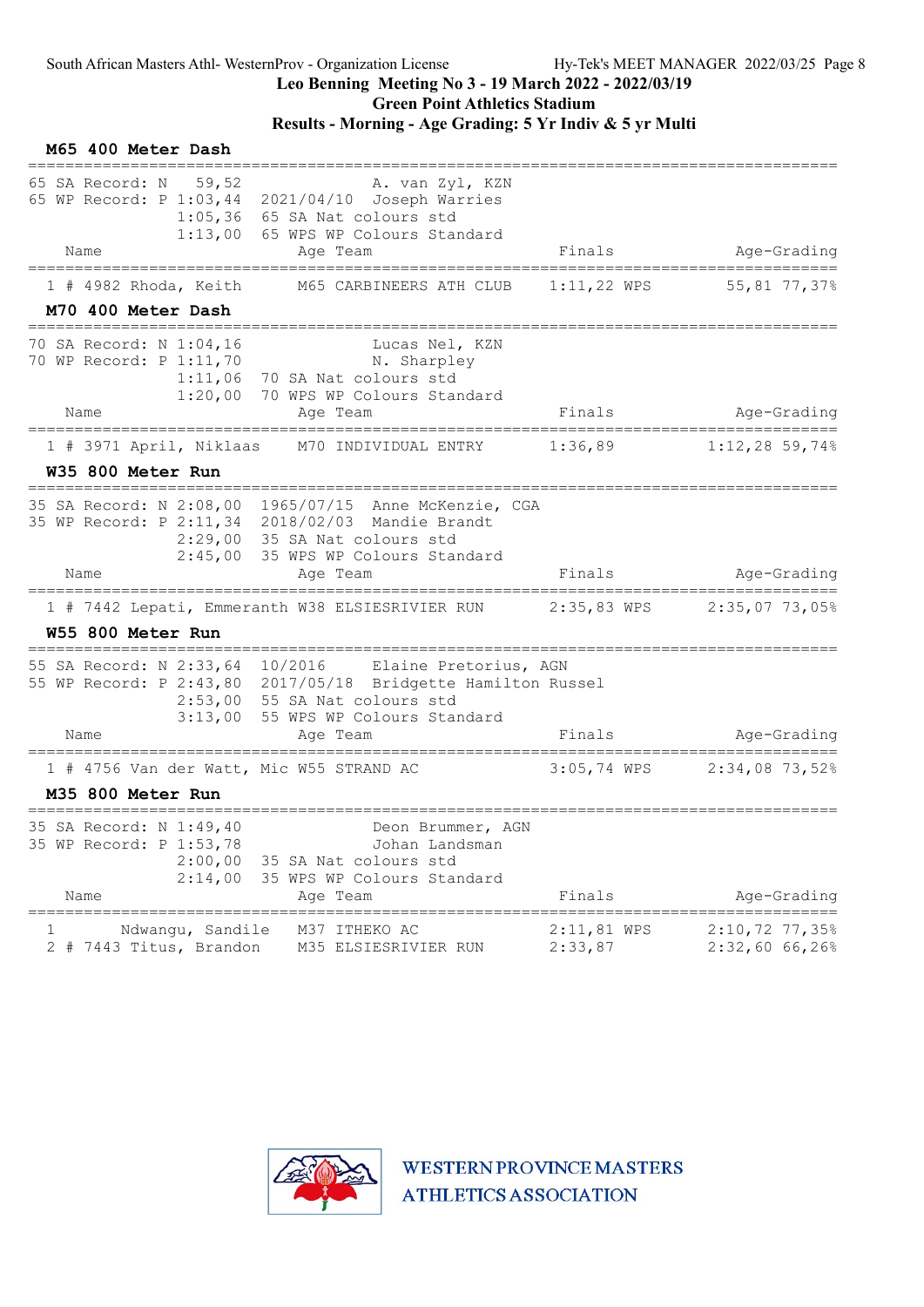South African Masters Athl- WesternProv - Organization License Hy-Tek's MEET MANAGER 2022/03/25

## Leo Benning Meeting No 3 - 19 March 2022 - 2022/03/19
## Green Point Athletics Stadium
## Results - Morning - Age Grading: 5 Yr Indiv & 5 yr Multi

### M65 400 Meter Dash

```
65 SA Record: N   59,52                A. van Zyl, KZN
65 WP Record: P 1:03,44  2021/04/10  Joseph Warries
                1:05,36  65 SA Nat colours std
                1:13,00  65 WPS WP Colours Standard
```

| | Name | Age | Team | Finals | | Age-Grading | |
|---|---|---|---|---|---|---|---|
| 1 | # 4982 Rhoda, Keith | M65 | CARBINEERS ATH CLUB | 1:11,22 | WPS | 55,81 | 77,37% |

### M70 400 Meter Dash

```
70 SA Record: N 1:04,16                Lucas Nel, KZN
70 WP Record: P 1:11,70                N. Sharpley
                1:11,06  70 SA Nat colours std
                1:20,00  70 WPS WP Colours Standard
```

| | Name | Age | Team | Finals | | Age-Grading | |
|---|---|---|---|---|---|---|---|
| 1 | # 3971 April, Niklaas | M70 | INDIVIDUAL ENTRY | 1:36,89 | | 1:12,28 | 59,74% |

### W35 800 Meter Run

```
35 SA Record: N 2:08,00  1965/07/15  Anne McKenzie, CGA
35 WP Record: P 2:11,34  2018/02/03  Mandie Brandt
                2:29,00  35 SA Nat colours std
                2:45,00  35 WPS WP Colours Standard
```

| | Name | Age | Team | Finals | | Age-Grading | |
|---|---|---|---|---|---|---|---|
| 1 | # 7442 Lepati, Emmeranth | W38 | ELSIESRIVIER RUN | 2:35,83 | WPS | 2:35,07 | 73,05% |

### W55 800 Meter Run

```
55 SA Record: N 2:33,64  10/2016     Elaine Pretorius, AGN
55 WP Record: P 2:43,80  2017/05/18  Bridgette Hamilton Russel
                2:53,00  55 SA Nat colours std
                3:13,00  55 WPS WP Colours Standard
```

| | Name | Age | Team | Finals | | Age-Grading | |
|---|---|---|---|---|---|---|---|
| 1 | # 4756 Van der Watt, Mic | W55 | STRAND AC | 3:05,74 | WPS | 2:34,08 | 73,52% |

### M35 800 Meter Run

```
35 SA Record: N 1:49,40                Deon Brummer, AGN
35 WP Record: P 1:53,78                Johan Landsman
                2:00,00  35 SA Nat colours std
                2:14,00  35 WPS WP Colours Standard
```

| | Name | Age | Team | Finals | | Age-Grading | |
|---|---|---|---|---|---|---|---|
| 1 | Ndwangu, Sandile | M37 | ITHEKO AC | 2:11,81 | WPS | 2:10,72 | 77,35% |
| 2 | # 7443 Titus, Brandon | M35 | ELSIESRIVIER RUN | 2:33,87 | | 2:32,60 | 66,26% |

WESTERN PROVINCE MASTERS ATHLETICS ASSOCIATION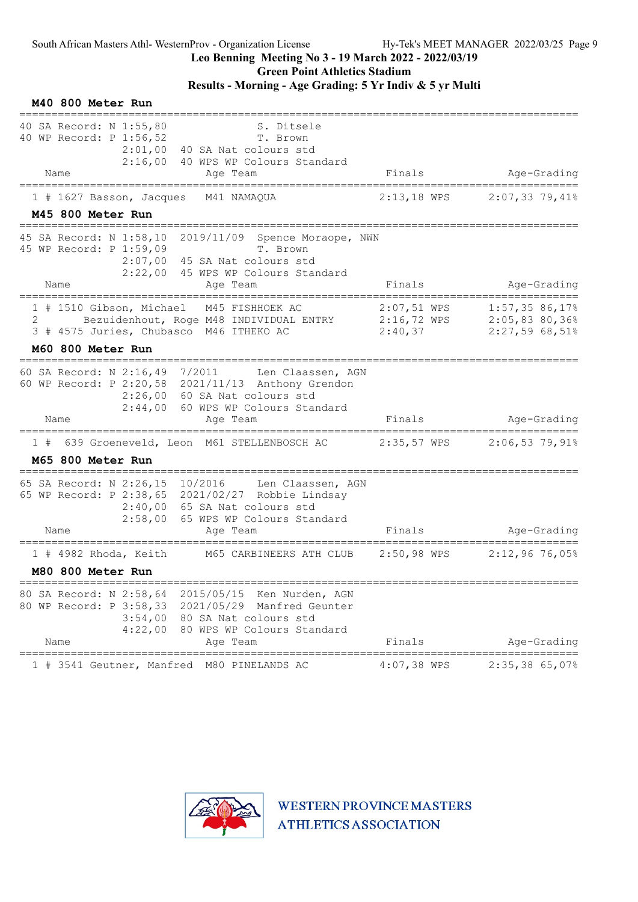## M40 800 Meter Run

40 SA Record: N 1:55,80 S. Ditsele
40 WP Record: P 1:56,52 T. Brown
2:01,00 40 SA Nat colours std
2:16,00 40 WPS WP Colours Standard

| | Name | Age | Team | Finals | | Age-Grading | |
|---|---|---|---|---|---|---|---|
| 1 # | 1627 Basson, Jacques | M41 | NAMAQUA | 2:13,18 | WPS | 2:07,33 | 79,41% |

## M45 800 Meter Run

45 SA Record: N 1:58,10 2019/11/09 Spence Moraope, NWN
45 WP Record: P 1:59,09 T. Brown
2:07,00 45 SA Nat colours std
2:22,00 45 WPS WP Colours Standard

| | Name | Age | Team | Finals | | Age-Grading | |
|---|---|---|---|---|---|---|---|
| 1 # | 1510 Gibson, Michael | M45 | FISHHOEK AC | 2:07,51 | WPS | 1:57,35 | 86,17% |
| 2 | Bezuidenhout, Roge | M48 | INDIVIDUAL ENTRY | 2:16,72 | WPS | 2:05,83 | 80,36% |
| 3 # | 4575 Juries, Chubasco | M46 | ITHEKO AC | 2:40,37 | | 2:27,59 | 68,51% |

## M60 800 Meter Run

60 SA Record: N 2:16,49 7/2011 Len Claassen, AGN
60 WP Record: P 2:20,58 2021/11/13 Anthony Grendon
2:26,00 60 SA Nat colours std
2:44,00 60 WPS WP Colours Standard

| | Name | Age | Team | Finals | | Age-Grading | |
|---|---|---|---|---|---|---|---|
| 1 # | 639 Groeneveld, Leon | M61 | STELLENBOSCH AC | 2:35,57 | WPS | 2:06,53 | 79,91% |

## M65 800 Meter Run

65 SA Record: N 2:26,15 10/2016 Len Claassen, AGN
65 WP Record: P 2:38,65 2021/02/27 Robbie Lindsay
2:40,00 65 SA Nat colours std
2:58,00 65 WPS WP Colours Standard

| | Name | Age | Team | Finals | | Age-Grading | |
|---|---|---|---|---|---|---|---|
| 1 # | 4982 Rhoda, Keith | M65 | CARBINEERS ATH CLUB | 2:50,98 | WPS | 2:12,96 | 76,05% |

## M80 800 Meter Run

80 SA Record: N 2:58,64 2015/05/15 Ken Nurden, AGN
80 WP Record: P 3:58,33 2021/05/29 Manfred Geunter
3:54,00 80 SA Nat colours std
4:22,00 80 WPS WP Colours Standard

| | Name | Age | Team | Finals | | Age-Grading | |
|---|---|---|---|---|---|---|---|
| 1 # | 3541 Geutner, Manfred | M80 | PINELANDS AC | 4:07,38 | WPS | 2:35,38 | 65,07% |

WESTERN PROVINCE MASTERS ATHLETICS ASSOCIATION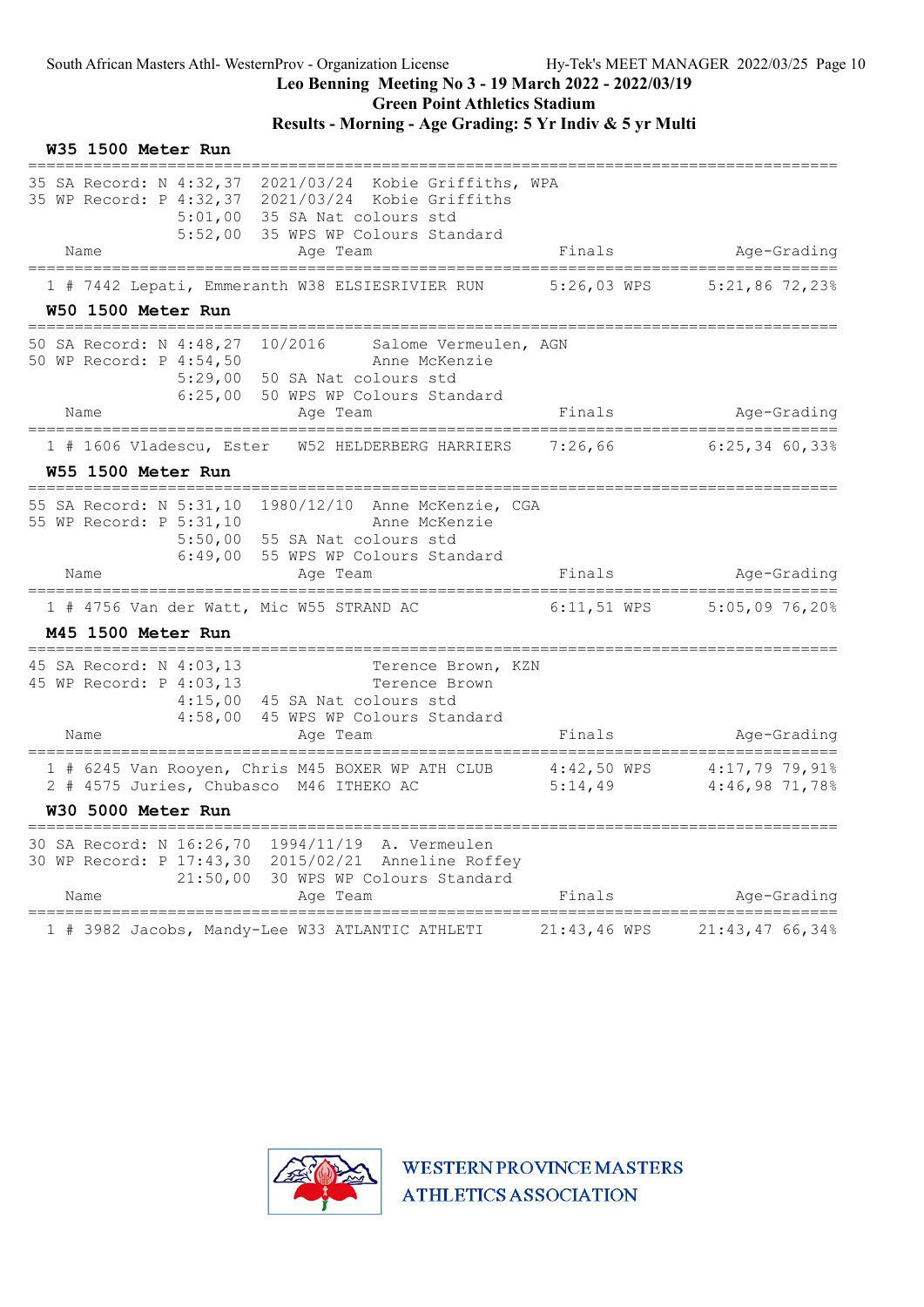## W35 1500 Meter Run

```
35 SA Record: N 4:32,37  2021/03/24  Kobie Griffiths, WPA
35 WP Record: P 4:32,37  2021/03/24  Kobie Griffiths
                5:01,00  35 SA Nat colours std
                5:52,00  35 WPS WP Colours Standard
```

| Place | Name | Age | Team | Finals | | Age-Grading |
|---|---|---|---|---|---|---|
| 1 | # 7442 Lepati, Emmeranth | W38 | ELSIESRIVIER RUN | 5:26,03 | WPS | 5:21,86 72,23% |

## W50 1500 Meter Run

```
50 SA Record: N 4:48,27  10/2016     Salome Vermeulen, AGN
50 WP Record: P 4:54,50              Anne McKenzie
                5:29,00  50 SA Nat colours std
                6:25,00  50 WPS WP Colours Standard
```

| Place | Name | Age | Team | Finals | | Age-Grading |
|---|---|---|---|---|---|---|
| 1 | # 1606 Vladescu, Ester | W52 | HELDERBERG HARRIERS | 7:26,66 | | 6:25,34 60,33% |

## W55 1500 Meter Run

```
55 SA Record: N 5:31,10  1980/12/10  Anne McKenzie, CGA
55 WP Record: P 5:31,10              Anne McKenzie
                5:50,00  55 SA Nat colours std
                6:49,00  55 WPS WP Colours Standard
```

| Place | Name | Age | Team | Finals | | Age-Grading |
|---|---|---|---|---|---|---|
| 1 | # 4756 Van der Watt, Mic | W55 | STRAND AC | 6:11,51 | WPS | 5:05,09 76,20% |

## M45 1500 Meter Run

```
45 SA Record: N 4:03,13              Terence Brown, KZN
45 WP Record: P 4:03,13              Terence Brown
                4:15,00  45 SA Nat colours std
                4:58,00  45 WPS WP Colours Standard
```

| Place | Name | Age | Team | Finals | | Age-Grading |
|---|---|---|---|---|---|---|
| 1 | # 6245 Van Rooyen, Chris | M45 | BOXER WP ATH CLUB | 4:42,50 | WPS | 4:17,79 79,91% |
| 2 | # 4575 Juries, Chubasco | M46 | ITHEKO AC | 5:14,49 | | 4:46,98 71,78% |

## W30 5000 Meter Run

```
30 SA Record: N 16:26,70  1994/11/19  A. Vermeulen
30 WP Record: P 17:43,30  2015/02/21  Anneline Roffey
                21:50,00  30 WPS WP Colours Standard
```

| Place | Name | Age | Team | Finals | | Age-Grading |
|---|---|---|---|---|---|---|
| 1 | # 3982 Jacobs, Mandy-Lee | W33 | ATLANTIC ATHLETI | 21:43,46 | WPS | 21:43,47 66,34% |

WESTERN PROVINCE MASTERS ATHLETICS ASSOCIATION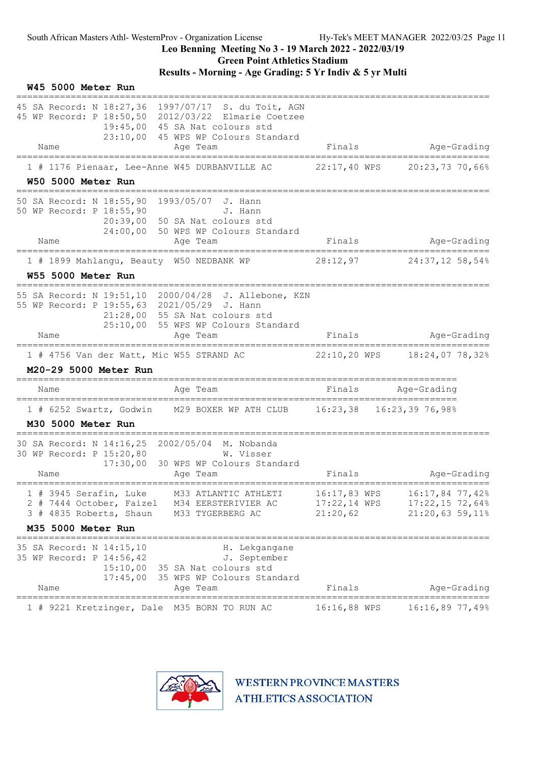Leo Benning Meeting No 3 - 19 March 2022 - 2022/03/19

Green Point Athletics Stadium

**Results - Morning - Age Grading: 5 Yr Indiv & 5 yr Multi**

### W45 5000 Meter Run

45 SA Record: N 18:27,36 1997/07/17 S. du Toit, AGN
45 WP Record: P 18:50,50 2012/03/22 Elmarie Coetzee
19:45,00 45 SA Nat colours std
23:10,00 45 WPS WP Colours Standard

| Place | | No. | Name | Age | Team | Finals | | Age-Grading | |
|---|---|---|---|---|---|---|---|---|---|
| 1 | # | 1176 | Pienaar, Lee-Anne | W45 | DURBANVILLE AC | 22:17,40 | WPS | 20:23,73 | 70,66% |

### W50 5000 Meter Run

50 SA Record: N 18:55,90 1993/05/07 J. Hann
50 WP Record: P 18:55,90 J. Hann
20:39,00 50 SA Nat colours std
24:00,00 50 WPS WP Colours Standard

| Place | | No. | Name | Age | Team | Finals | | Age-Grading | |
|---|---|---|---|---|---|---|---|---|---|
| 1 | # | 1899 | Mahlangu, Beauty | W50 | NEDBANK WP | 28:12,97 | | 24:37,12 | 58,54% |

### W55 5000 Meter Run

55 SA Record: N 19:51,10 2000/04/28 J. Allebone, KZN
55 WP Record: P 19:55,63 2021/05/29 J. Hann
21:28,00 55 SA Nat colours std
25:10,00 55 WPS WP Colours Standard

| Place | | No. | Name | Age | Team | Finals | | Age-Grading | |
|---|---|---|---|---|---|---|---|---|---|
| 1 | # | 4756 | Van der Watt, Mic | W55 | STRAND AC | 22:10,20 | WPS | 18:24,07 | 78,32% |

### M20-29 5000 Meter Run

| Place | | No. | Name | Age | Team | Finals | Age-Grading | |
|---|---|---|---|---|---|---|---|---|
| 1 | # | 6252 | Swartz, Godwin | M29 | BOXER WP ATH CLUB | 16:23,38 | 16:23,39 | 76,98% |

### M30 5000 Meter Run

30 SA Record: N 14:16,25 2002/05/04 M. Nobanda
30 WP Record: P 15:20,80 W. Visser
17:30,00 30 WPS WP Colours Standard

| Place | | No. | Name | Age | Team | Finals | | Age-Grading | |
|---|---|---|---|---|---|---|---|---|---|
| 1 | # | 3945 | Serafin, Luke | M33 | ATLANTIC ATHLETI | 16:17,83 | WPS | 16:17,84 | 77,42% |
| 2 | # | 7444 | October, Faizel | M34 | EERSTERIVIER AC | 17:22,14 | WPS | 17:22,15 | 72,64% |
| 3 | # | 4835 | Roberts, Shaun | M33 | TYGERBERG AC | 21:20,62 | | 21:20,63 | 59,11% |

### M35 5000 Meter Run

35 SA Record: N 14:15,10 H. Lekgangane
35 WP Record: P 14:56,42 J. September
15:10,00 35 SA Nat colours std
17:45,00 35 WPS WP Colours Standard

| Place | | No. | Name | Age | Team | Finals | | Age-Grading | |
|---|---|---|---|---|---|---|---|---|---|
| 1 | # | 9221 | Kretzinger, Dale | M35 | BORN TO RUN AC | 16:16,88 | WPS | 16:16,89 | 77,49% |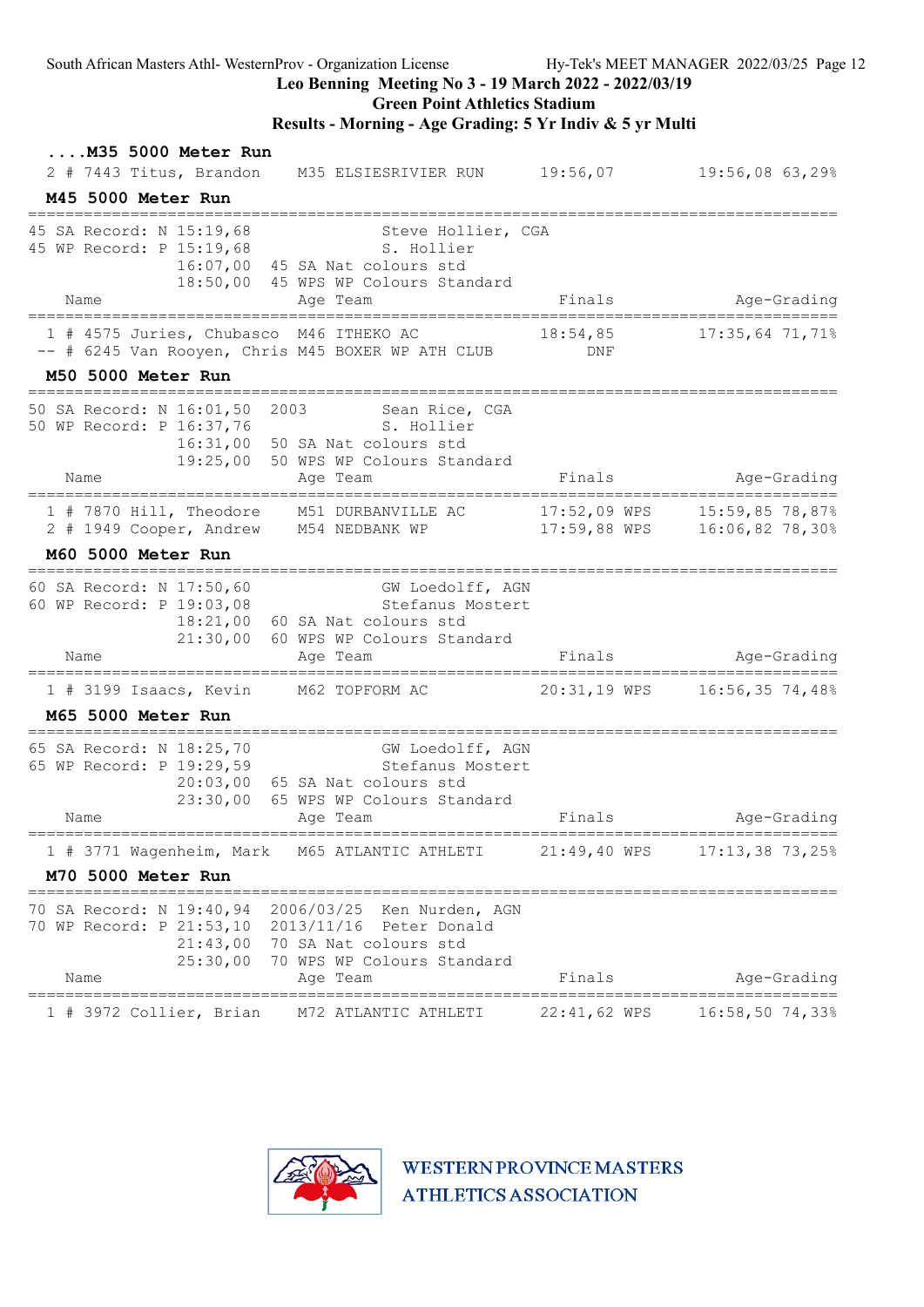## ....M35 5000 Meter Run

| Place | Name | Age Team | Finals | Age-Grading |
|---|---|---|---|---|
| 2 | # 7443 Titus, Brandon | M35 ELSIESRIVIER RUN | 19:56,07 | 19:56,08 63,29% |

## M45 5000 Meter Run

45 SA Record: N 15:19,68 Steve Hollier, CGA
45 WP Record: P 15:19,68 S. Hollier
16:07,00 45 SA Nat colours std
18:50,00 45 WPS WP Colours Standard

| Place | Name | Age Team | Finals | Age-Grading |
|---|---|---|---|---|
| 1 | # 4575 Juries, Chubasco | M46 ITHEKO AC | 18:54,85 | 17:35,64 71,71% |
| -- | # 6245 Van Rooyen, Chris | M45 BOXER WP ATH CLUB | DNF | |

## M50 5000 Meter Run

50 SA Record: N 16:01,50 2003 Sean Rice, CGA
50 WP Record: P 16:37,76 S. Hollier
16:31,00 50 SA Nat colours std
19:25,00 50 WPS WP Colours Standard

| Place | Name | Age Team | Finals | Age-Grading |
|---|---|---|---|---|
| 1 | # 7870 Hill, Theodore | M51 DURBANVILLE AC | 17:52,09 WPS | 15:59,85 78,87% |
| 2 | # 1949 Cooper, Andrew | M54 NEDBANK WP | 17:59,88 WPS | 16:06,82 78,30% |

## M60 5000 Meter Run

60 SA Record: N 17:50,60 GW Loedolff, AGN
60 WP Record: P 19:03,08 Stefanus Mostert
18:21,00 60 SA Nat colours std
21:30,00 60 WPS WP Colours Standard

| Place | Name | Age Team | Finals | Age-Grading |
|---|---|---|---|---|
| 1 | # 3199 Isaacs, Kevin | M62 TOPFORM AC | 20:31,19 WPS | 16:56,35 74,48% |

## M65 5000 Meter Run

65 SA Record: N 18:25,70 GW Loedolff, AGN
65 WP Record: P 19:29,59 Stefanus Mostert
20:03,00 65 SA Nat colours std
23:30,00 65 WPS WP Colours Standard

| Place | Name | Age Team | Finals | Age-Grading |
|---|---|---|---|---|
| 1 | # 3771 Wagenheim, Mark | M65 ATLANTIC ATHLETI | 21:49,40 WPS | 17:13,38 73,25% |

## M70 5000 Meter Run

70 SA Record: N 19:40,94 2006/03/25 Ken Nurden, AGN
70 WP Record: P 21:53,10 2013/11/16 Peter Donald
21:43,00 70 SA Nat colours std
25:30,00 70 WPS WP Colours Standard

| Place | Name | Age Team | Finals | Age-Grading |
|---|---|---|---|---|
| 1 | # 3972 Collier, Brian | M72 ATLANTIC ATHLETI | 22:41,62 WPS | 16:58,50 74,33% |

WESTERN PROVINCE MASTERS ATHLETICS ASSOCIATION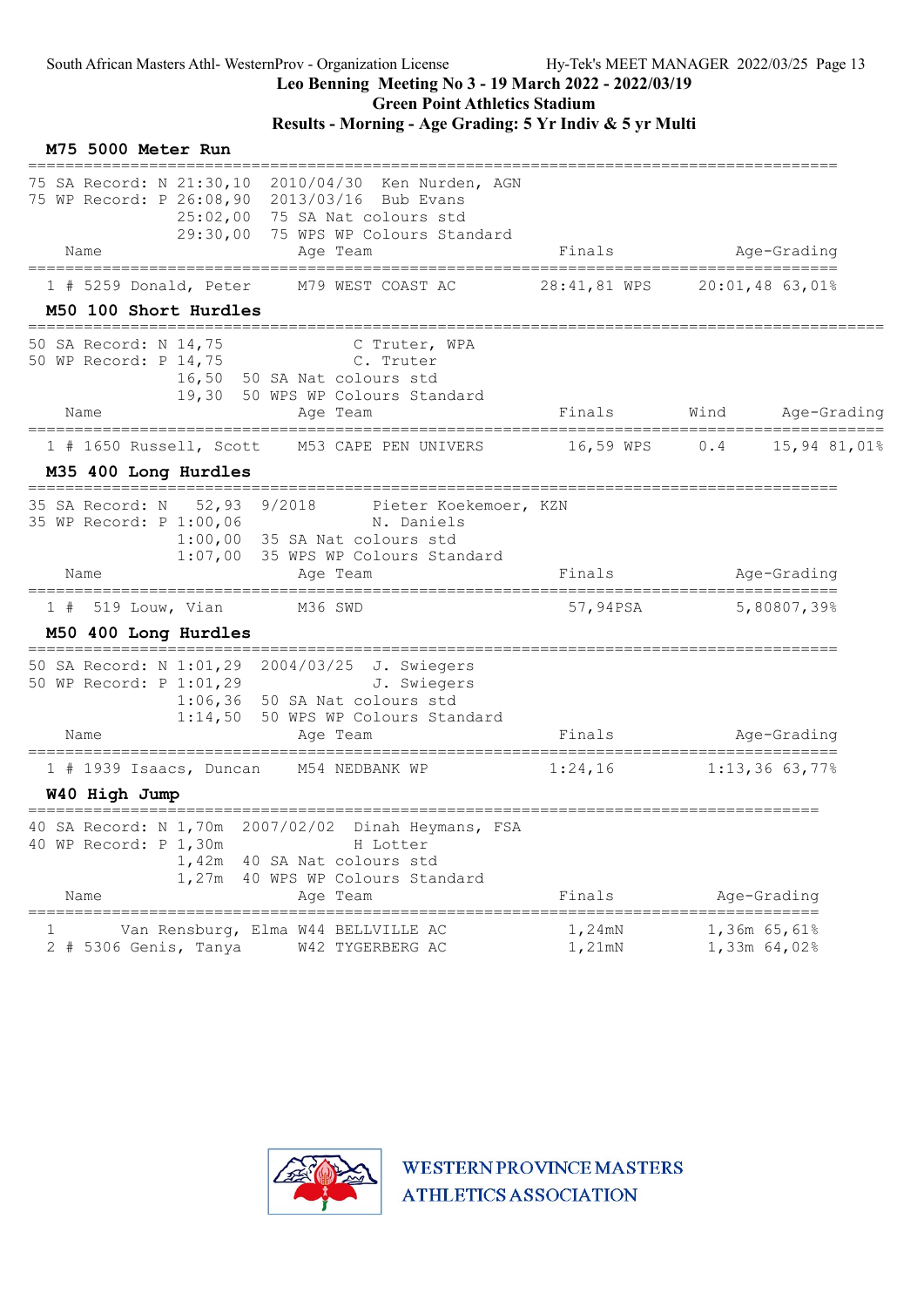South African Masters Athl- WesternProv - Organization License    Hy-Tek's MEET MANAGER 2022/03/25

**Leo Benning Meeting No 3 - 19 March 2022 - 2022/03/19**
**Green Point Athletics Stadium**
**Results - Morning - Age Grading: 5 Yr Indiv & 5 yr Multi**

## M75 5000 Meter Run

75 SA Record: N 21:30,10  2010/04/30  Ken Nurden, AGN
75 WP Record: P 26:08,90  2013/03/16  Bub Evans
25:02,00  75 SA Nat colours std
29:30,00  75 WPS WP Colours Standard

| | Name | Age | Team | Finals | Age-Grading |
|---|---|---|---|---|---|
| 1 # | 5259 Donald, Peter | M79 | WEST COAST AC | 28:41,81 WPS | 20:01,48 63,01% |

## M50 100 Short Hurdles

50 SA Record: N 14,75  C Truter, WPA
50 WP Record: P 14,75  C. Truter
16,50  50 SA Nat colours std
19,30  50 WPS WP Colours Standard

| | Name | Age | Team | Finals | Wind | Age-Grading |
|---|---|---|---|---|---|---|
| 1 # | 1650 Russell, Scott | M53 | CAPE PEN UNIVERS | 16,59 WPS | 0.4 | 15,94 81,01% |

## M35 400 Long Hurdles

35 SA Record: N 52,93  9/2018  Pieter Koekemoer, KZN
35 WP Record: P 1:00,06  N. Daniels
1:00,00  35 SA Nat colours std
1:07,00  35 WPS WP Colours Standard

| | Name | Age | Team | Finals | Age-Grading |
|---|---|---|---|---|---|
| 1 # | 519 Louw, Vian | M36 | SWD | 57,94PSA | 5,80807,39% |

## M50 400 Long Hurdles

50 SA Record: N 1:01,29  2004/03/25  J. Swiegers
50 WP Record: P 1:01,29  J. Swiegers
1:06,36  50 SA Nat colours std
1:14,50  50 WPS WP Colours Standard

| | Name | Age | Team | Finals | Age-Grading |
|---|---|---|---|---|---|
| 1 # | 1939 Isaacs, Duncan | M54 | NEDBANK WP | 1:24,16 | 1:13,36 63,77% |

## W40 High Jump

40 SA Record: N 1,70m  2007/02/02  Dinah Heymans, FSA
40 WP Record: P 1,30m  H Lotter
1,42m  40 SA Nat colours std
1,27m  40 WPS WP Colours Standard

| | Name | Age | Team | Finals | Age-Grading |
|---|---|---|---|---|---|
| 1 | Van Rensburg, Elma | W44 | BELLVILLE AC | 1,24mN | 1,36m 65,61% |
| 2 # | 5306 Genis, Tanya | W42 | TYGERBERG AC | 1,21mN | 1,33m 64,02% |

WESTERN PROVINCE MASTERS ATHLETICS ASSOCIATION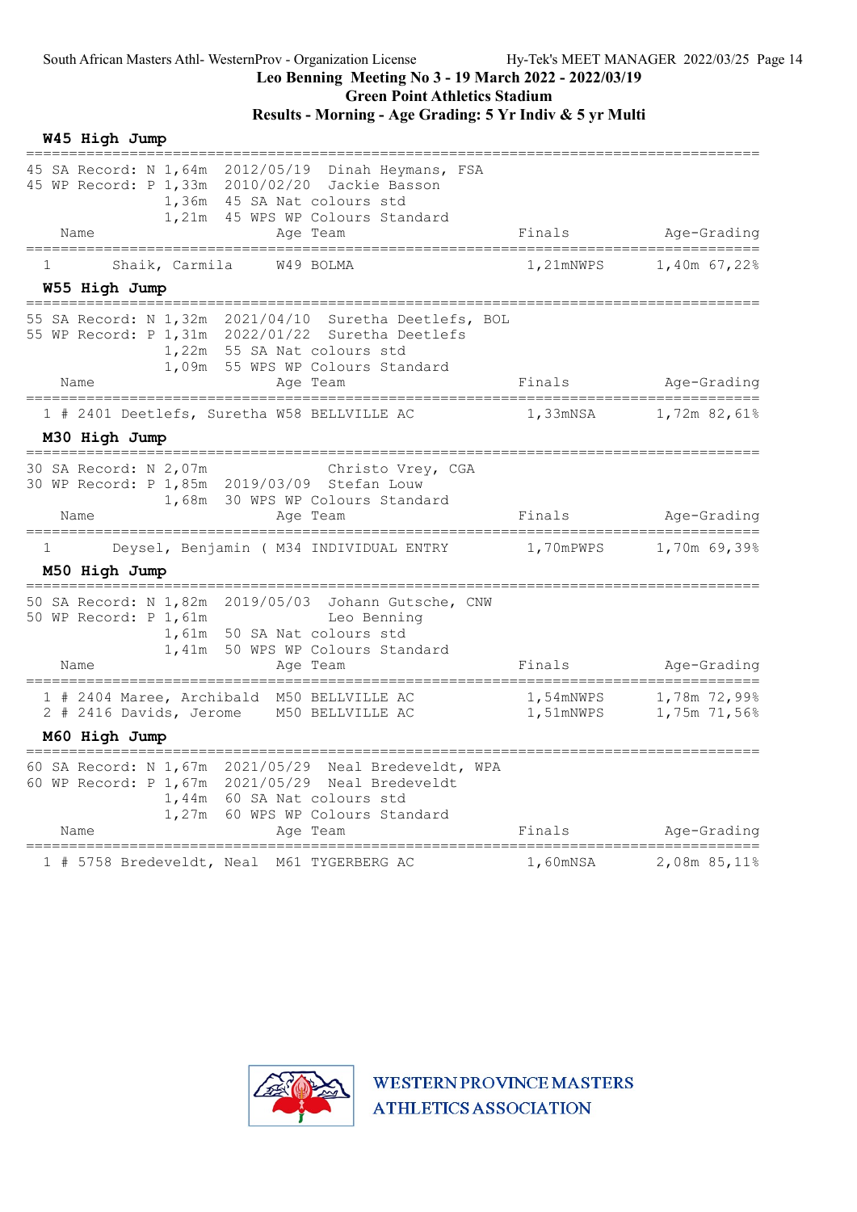Leo Benning Meeting No 3 - 19 March 2022 - 2022/03/19

Green Point Athletics Stadium

Results - Morning - Age Grading: 5 Yr Indiv & 5 yr Multi

### W45 High Jump

45 SA Record: N 1,64m 2012/05/19 Dinah Heymans, FSA
45 WP Record: P 1,33m 2010/02/20 Jackie Basson
1,36m 45 SA Nat colours std
1,21m 45 WPS WP Colours Standard

| | Name | Age | Team | Finals | Age-Grading |
|---|---|---|---|---|---|
| 1 | Shaik, Carmila | W49 | BOLMA | 1,21mNWPS | 1,40m 67,22% |

### W55 High Jump

55 SA Record: N 1,32m 2021/04/10 Suretha Deetlefs, BOL
55 WP Record: P 1,31m 2022/01/22 Suretha Deetlefs
1,22m 55 SA Nat colours std
1,09m 55 WPS WP Colours Standard

| | Name | Age | Team | Finals | Age-Grading |
|---|---|---|---|---|---|
| 1 # 2401 | Deetlefs, Suretha | W58 | BELLVILLE AC | 1,33mNSA | 1,72m 82,61% |

### M30 High Jump

30 SA Record: N 2,07m Christo Vrey, CGA
30 WP Record: P 1,85m 2019/03/09 Stefan Louw
1,68m 30 WPS WP Colours Standard

| | Name | Age | Team | Finals | Age-Grading |
|---|---|---|---|---|---|
| 1 | Deysel, Benjamin ( | M34 | INDIVIDUAL ENTRY | 1,70mPWPS | 1,70m 69,39% |

### M50 High Jump

50 SA Record: N 1,82m 2019/05/03 Johann Gutsche, CNW
50 WP Record: P 1,61m Leo Benning
1,61m 50 SA Nat colours std
1,41m 50 WPS WP Colours Standard

| | Name | Age | Team | Finals | Age-Grading |
|---|---|---|---|---|---|
| 1 # 2404 | Maree, Archibald | M50 | BELLVILLE AC | 1,54mNWPS | 1,78m 72,99% |
| 2 # 2416 | Davids, Jerome | M50 | BELLVILLE AC | 1,51mNWPS | 1,75m 71,56% |

### M60 High Jump

60 SA Record: N 1,67m 2021/05/29 Neal Bredeveldt, WPA
60 WP Record: P 1,67m 2021/05/29 Neal Bredeveldt
1,44m 60 SA Nat colours std
1,27m 60 WPS WP Colours Standard

| | Name | Age | Team | Finals | Age-Grading |
|---|---|---|---|---|---|
| 1 # 5758 | Bredeveldt, Neal | M61 | TYGERBERG AC | 1,60mNSA | 2,08m 85,11% |

WESTERN PROVINCE MASTERS ATHLETICS ASSOCIATION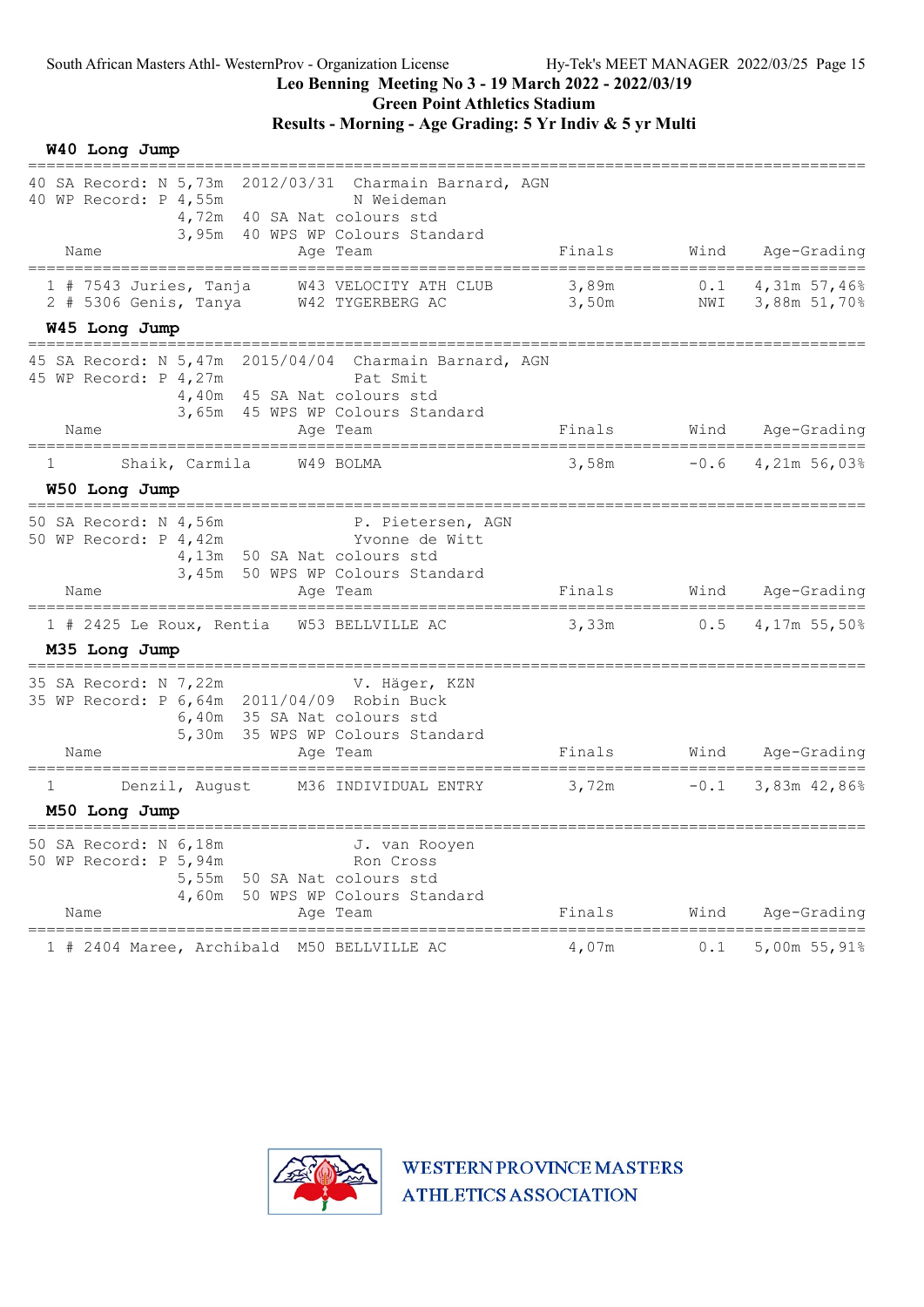South African Masters Athl- WesternProv - Organization License — Hy-Tek's MEET MANAGER 2022/03/25

**Leo Benning Meeting No 3 - 19 March 2022 - 2022/03/19**
**Green Point Athletics Stadium**
**Results - Morning - Age Grading: 5 Yr Indiv & 5 yr Multi**

### W40 Long Jump

```
40 SA Record: N 5,73m  2012/03/31  Charmain Barnard, AGN
40 WP Record: P 4,55m              N Weideman
                4,72m  40 SA Nat colours std
                3,95m  40 WPS WP Colours Standard
```

| Place | Name | Age | Team | Finals | Wind | Age-Grading |
|---|---|---|---|---|---|---|
| 1 | # 7543 Juries, Tanja | W43 | VELOCITY ATH CLUB | 3,89m | 0.1 | 4,31m 57,46% |
| 2 | # 5306 Genis, Tanya | W42 | TYGERBERG AC | 3,50m | NWI | 3,88m 51,70% |

### W45 Long Jump

```
45 SA Record: N 5,47m  2015/04/04  Charmain Barnard, AGN
45 WP Record: P 4,27m              Pat Smit
                4,40m  45 SA Nat colours std
                3,65m  45 WPS WP Colours Standard
```

| Place | Name | Age | Team | Finals | Wind | Age-Grading |
|---|---|---|---|---|---|---|
| 1 | Shaik, Carmila | W49 | BOLMA | 3,58m | -0.6 | 4,21m 56,03% |

### W50 Long Jump

```
50 SA Record: N 4,56m              P. Pietersen, AGN
50 WP Record: P 4,42m              Yvonne de Witt
                4,13m  50 SA Nat colours std
                3,45m  50 WPS WP Colours Standard
```

| Place | Name | Age | Team | Finals | Wind | Age-Grading |
|---|---|---|---|---|---|---|
| 1 | # 2425 Le Roux, Rentia | W53 | BELLVILLE AC | 3,33m | 0.5 | 4,17m 55,50% |

### M35 Long Jump

```
35 SA Record: N 7,22m              V. Häger, KZN
35 WP Record: P 6,64m  2011/04/09  Robin Buck
                6,40m  35 SA Nat colours std
                5,30m  35 WPS WP Colours Standard
```

| Place | Name | Age | Team | Finals | Wind | Age-Grading |
|---|---|---|---|---|---|---|
| 1 | Denzil, August | M36 | INDIVIDUAL ENTRY | 3,72m | -0.1 | 3,83m 42,86% |

### M50 Long Jump

```
50 SA Record: N 6,18m              J. van Rooyen
50 WP Record: P 5,94m              Ron Cross
                5,55m  50 SA Nat colours std
                4,60m  50 WPS WP Colours Standard
```

| Place | Name | Age | Team | Finals | Wind | Age-Grading |
|---|---|---|---|---|---|---|
| 1 | # 2404 Maree, Archibald | M50 | BELLVILLE AC | 4,07m | 0.1 | 5,00m 55,91% |

WESTERN PROVINCE MASTERS ATHLETICS ASSOCIATION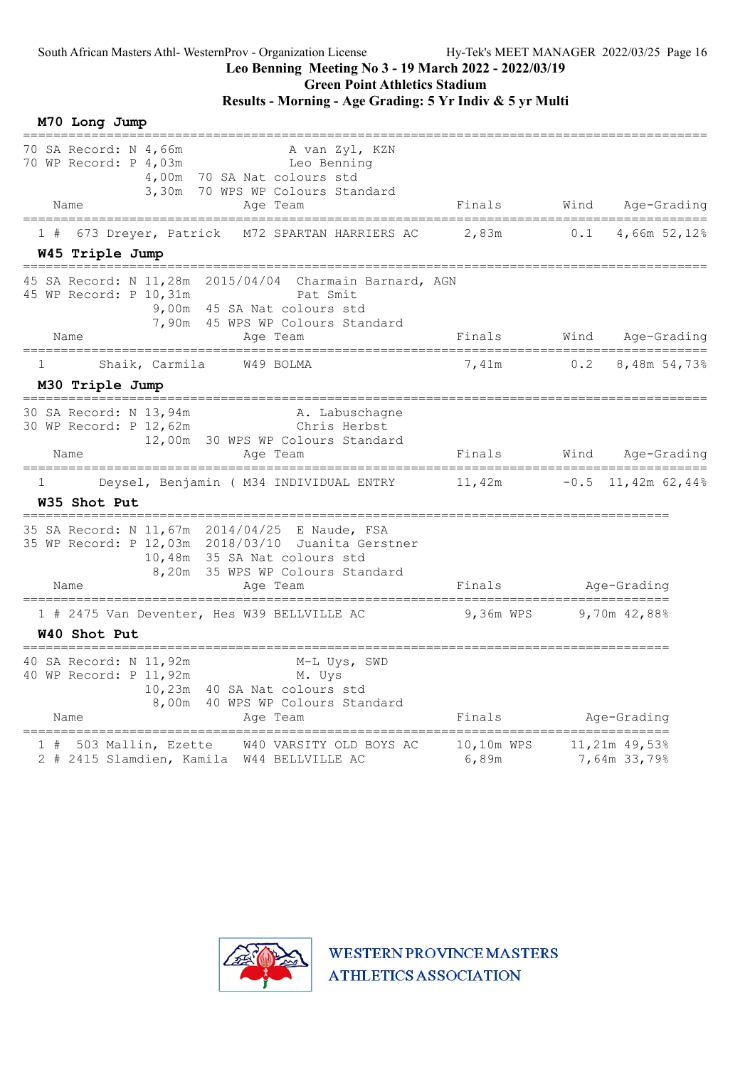South African Masters Athl- WesternProv - Organization License — Hy-Tek's MEET MANAGER 2022/03/25

**Leo Benning Meeting No 3 - 19 March 2022 - 2022/03/19**
**Green Point Athletics Stadium**
**Results - Morning - Age Grading: 5 Yr Indiv & 5 yr Multi**

### M70 Long Jump

70 SA Record: N 4,66m — A van Zyl, KZN
70 WP Record: P 4,03m — Leo Benning
4,00m — 70 SA Nat colours std
3,30m — 70 WPS WP Colours Standard

| | | Name | Age | Team | Finals | Wind | Age-Grading | |
|---|---|---|---|---|---|---|---|---|
| 1 | # 673 | Dreyer, Patrick | M72 | SPARTAN HARRIERS AC | 2,83m | 0.1 | 4,66m | 52,12% |

### W45 Triple Jump

45 SA Record: N 11,28m 2015/04/04 Charmain Barnard, AGN
45 WP Record: P 10,31m — Pat Smit
9,00m — 45 SA Nat colours std
7,90m — 45 WPS WP Colours Standard

| | Name | Age | Team | Finals | Wind | Age-Grading | |
|---|---|---|---|---|---|---|---|
| 1 | Shaik, Carmila | W49 | BOLMA | 7,41m | 0.2 | 8,48m | 54,73% |

### M30 Triple Jump

30 SA Record: N 13,94m — A. Labuschagne
30 WP Record: P 12,62m — Chris Herbst
12,00m — 30 WPS WP Colours Standard

| | Name | Age | Team | Finals | Wind | Age-Grading | |
|---|---|---|---|---|---|---|---|
| 1 | Deysel, Benjamin ( | M34 | INDIVIDUAL ENTRY | 11,42m | -0.5 | 11,42m | 62,44% |

### W35 Shot Put

35 SA Record: N 11,67m 2014/04/25 E Naude, FSA
35 WP Record: P 12,03m 2018/03/10 Juanita Gerstner
10,48m — 35 SA Nat colours std
8,20m — 35 WPS WP Colours Standard

| | | Name | Age | Team | Finals | | Age-Grading | |
|---|---|---|---|---|---|---|---|---|
| 1 | # 2475 | Van Deventer, Hes | W39 | BELLVILLE AC | 9,36m | WPS | 9,70m | 42,88% |

### W40 Shot Put

40 SA Record: N 11,92m — M-L Uys, SWD
40 WP Record: P 11,92m — M. Uys
10,23m — 40 SA Nat colours std
8,00m — 40 WPS WP Colours Standard

| | | Name | Age | Team | Finals | | Age-Grading | |
|---|---|---|---|---|---|---|---|---|
| 1 | # 503 | Mallin, Ezette | W40 | VARSITY OLD BOYS AC | 10,10m | WPS | 11,21m | 49,53% |
| 2 | # 2415 | Slamdien, Kamila | W44 | BELLVILLE AC | 6,89m | | 7,64m | 33,79% |

WESTERN PROVINCE MASTERS ATHLETICS ASSOCIATION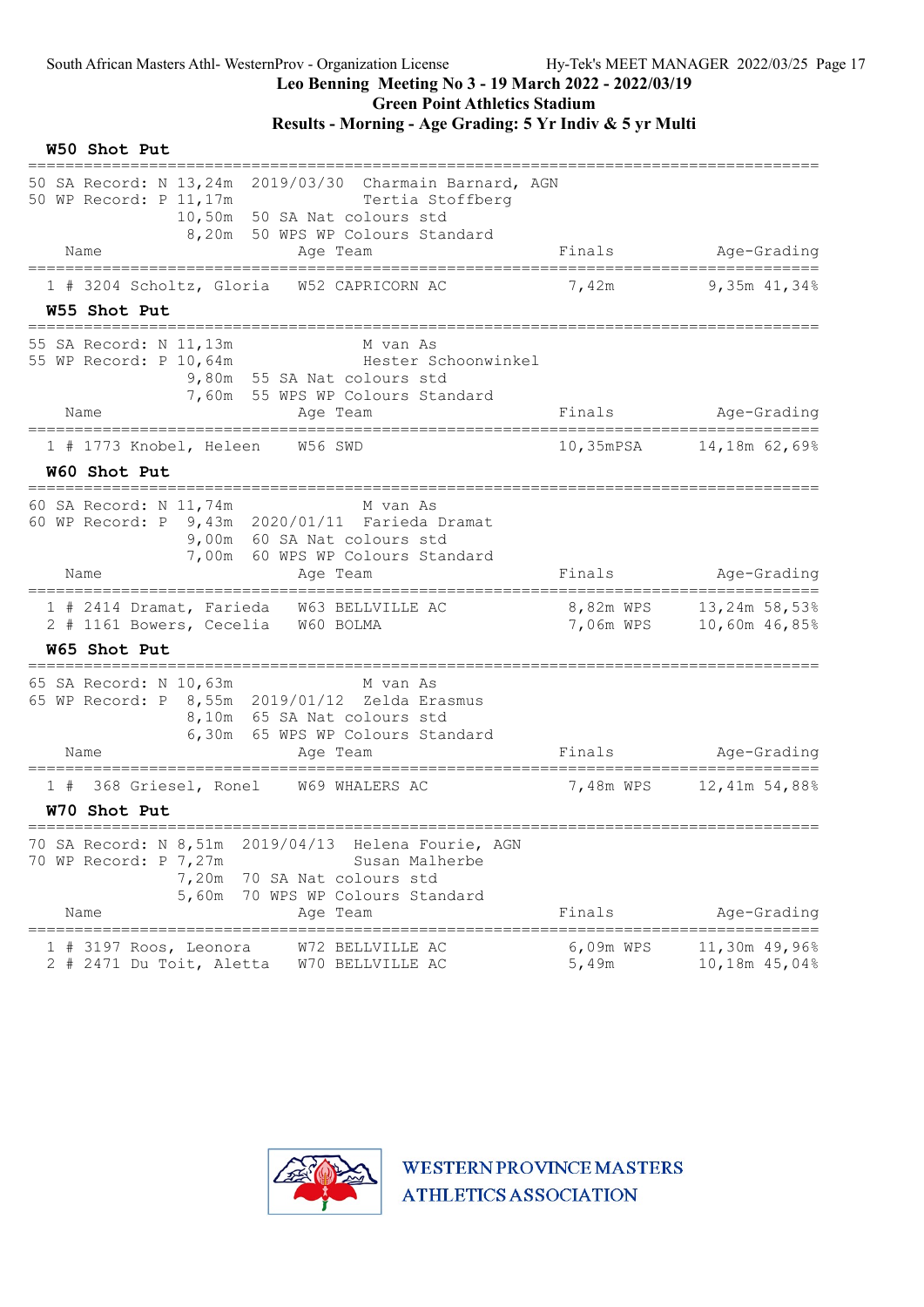## Leo Benning Meeting No 3 - 19 March 2022 - 2022/03/19

### Green Point Athletics Stadium

### Results - Morning - Age Grading: 5 Yr Indiv & 5 yr Multi

**W50 Shot Put**

```
===================================================================================
50 SA Record: N 13,24m  2019/03/30  Charmain Barnard, AGN
50 WP Record: P 11,17m              Tertia Stoffberg
               10,50m  50 SA Nat colours std
                8,20m  50 WPS WP Colours Standard
    Name                   Age Team                  Finals          Age-Grading
===================================================================================
  1 # 3204 Scholtz, Gloria    W52 CAPRICORN AC          7,42m          9,35m 41,34%
```

**W55 Shot Put**

```
===================================================================================
55 SA Record: N 11,13m              M van As
55 WP Record: P 10,64m              Hester Schoonwinkel
                9,80m  55 SA Nat colours std
                7,60m  55 WPS WP Colours Standard
    Name                   Age Team                  Finals          Age-Grading
===================================================================================
  1 # 1773 Knobel, Heleen     W56 SWD                  10,35mPSA      14,18m 62,69%
```

**W60 Shot Put**

```
===================================================================================
60 SA Record: N 11,74m              M van As
60 WP Record: P  9,43m  2020/01/11  Farieda Dramat
                9,00m  60 SA Nat colours std
                7,00m  60 WPS WP Colours Standard
    Name                   Age Team                  Finals          Age-Grading
===================================================================================
  1 # 2414 Dramat, Farieda    W63 BELLVILLE AC          8,82m WPS     13,24m 58,53%
  2 # 1161 Bowers, Cecelia    W60 BOLMA                 7,06m WPS     10,60m 46,85%
```

**W65 Shot Put**

```
===================================================================================
65 SA Record: N 10,63m              M van As
65 WP Record: P  8,55m  2019/01/12  Zelda Erasmus
                8,10m  65 SA Nat colours std
                6,30m  65 WPS WP Colours Standard
    Name                   Age Team                  Finals          Age-Grading
===================================================================================
  1 #  368 Griesel, Ronel     W69 WHALERS AC            7,48m WPS     12,41m 54,88%
```

**W70 Shot Put**

```
===================================================================================
70 SA Record: N 8,51m  2019/04/13  Helena Fourie, AGN
70 WP Record: P 7,27m              Susan Malherbe
               7,20m  70 SA Nat colours std
               5,60m  70 WPS WP Colours Standard
    Name                   Age Team                  Finals          Age-Grading
===================================================================================
  1 # 3197 Roos, Leonora      W72 BELLVILLE AC          6,09m WPS     11,30m 49,96%
  2 # 2471 Du Toit, Aletta    W70 BELLVILLE AC          5,49m         10,18m 45,04%
```

WESTERN PROVINCE MASTERS ATHLETICS ASSOCIATION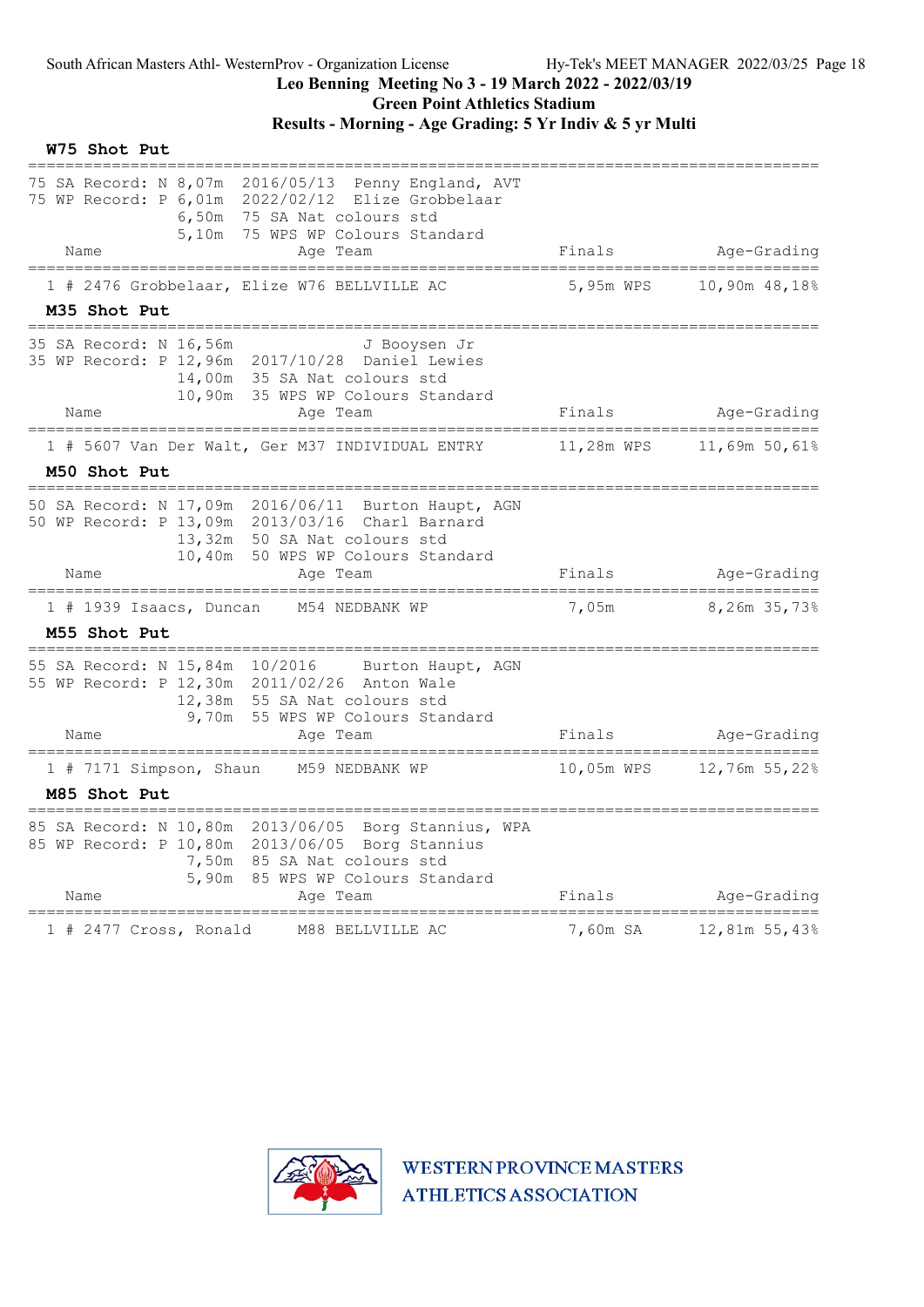# Leo Benning Meeting No 3 - 19 March 2022 - 2022/03/19

## Green Point Athletics Stadium

## Results - Morning - Age Grading: 5 Yr Indiv & 5 yr Multi

### W75 Shot Put

```
75 SA Record: N 8,07m  2016/05/13  Penny England, AVT
75 WP Record: P 6,01m  2022/02/12  Elize Grobbelaar
                6,50m  75 SA Nat colours std
                5,10m  75 WPS WP Colours Standard
```

| | Name | Age | Team | Finals | | Age-Grading | |
|---|---|---|---|---|---|---|---|
| 1 | # 2476 Grobbelaar, Elize | W76 | BELLVILLE AC | 5,95m | WPS | 10,90m | 48,18% |

### M35 Shot Put

```
35 SA Record: N 16,56m              J Booysen Jr
35 WP Record: P 12,96m  2017/10/28  Daniel Lewies
                14,00m  35 SA Nat colours std
                10,90m  35 WPS WP Colours Standard
```

| | Name | Age | Team | Finals | | Age-Grading | |
|---|---|---|---|---|---|---|---|
| 1 | # 5607 Van Der Walt, Ger | M37 | INDIVIDUAL ENTRY | 11,28m | WPS | 11,69m | 50,61% |

### M50 Shot Put

```
50 SA Record: N 17,09m  2016/06/11  Burton Haupt, AGN
50 WP Record: P 13,09m  2013/03/16  Charl Barnard
                13,32m  50 SA Nat colours std
                10,40m  50 WPS WP Colours Standard
```

| | Name | Age | Team | Finals | | Age-Grading | |
|---|---|---|---|---|---|---|---|
| 1 | # 1939 Isaacs, Duncan | M54 | NEDBANK WP | 7,05m | | 8,26m | 35,73% |

### M55 Shot Put

```
55 SA Record: N 15,84m  10/2016     Burton Haupt, AGN
55 WP Record: P 12,30m  2011/02/26  Anton Wale
                12,38m  55 SA Nat colours std
                 9,70m  55 WPS WP Colours Standard
```

| | Name | Age | Team | Finals | | Age-Grading | |
|---|---|---|---|---|---|---|---|
| 1 | # 7171 Simpson, Shaun | M59 | NEDBANK WP | 10,05m | WPS | 12,76m | 55,22% |

### M85 Shot Put

```
85 SA Record: N 10,80m  2013/06/05  Borg Stannius, WPA
85 WP Record: P 10,80m  2013/06/05  Borg Stannius
                 7,50m  85 SA Nat colours std
                 5,90m  85 WPS WP Colours Standard
```

| | Name | Age | Team | Finals | | Age-Grading | |
|---|---|---|---|---|---|---|---|
| 1 | # 2477 Cross, Ronald | M88 | BELLVILLE AC | 7,60m | SA | 12,81m | 55,43% |

WESTERN PROVINCE MASTERS ATHLETICS ASSOCIATION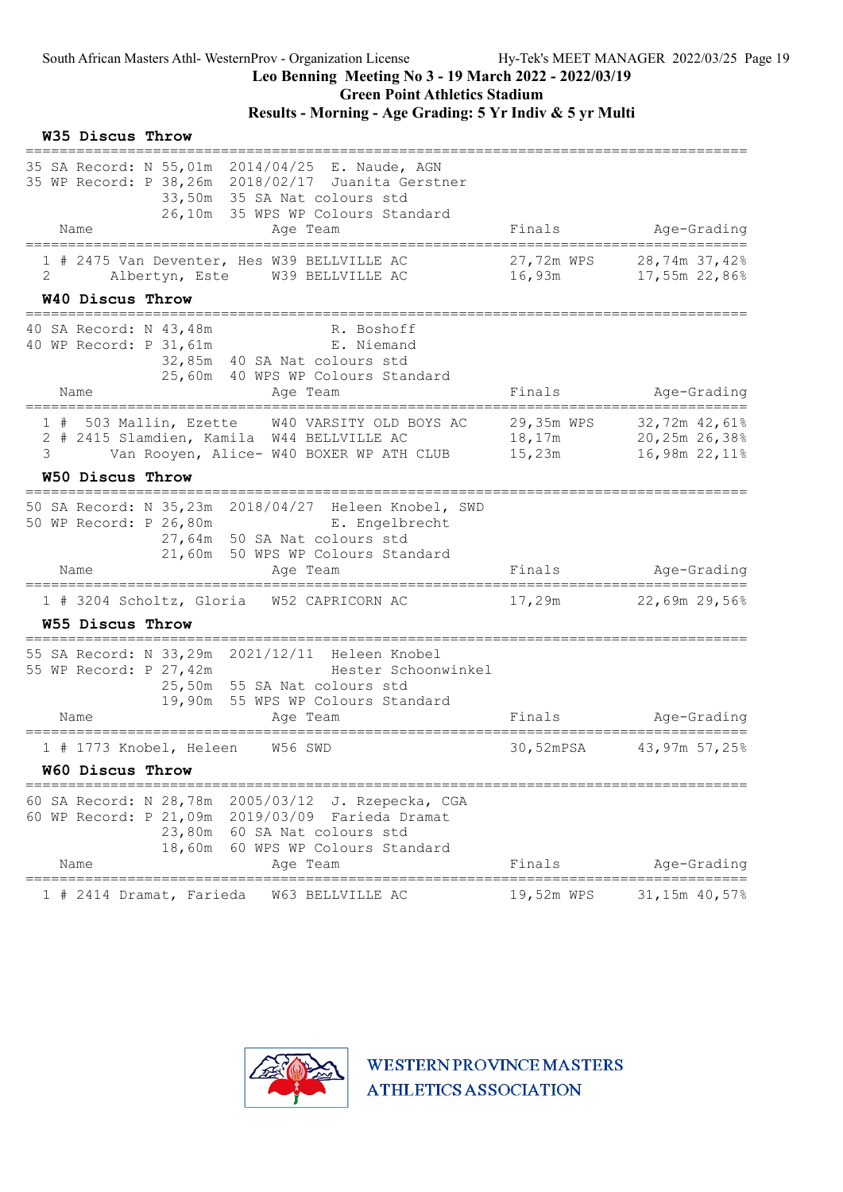South African Masters Athl- WesternProv - Organization License

# Leo Benning Meeting No 3 - 19 March 2022 - 2022/03/19
## Green Point Athletics Stadium
## Results - Morning - Age Grading: 5 Yr Indiv & 5 yr Multi

### W35 Discus Throw

35 SA Record: N 55,01m 2014/04/25 E. Naude, AGN
35 WP Record: P 38,26m 2018/02/17 Juanita Gerstner
33,50m 35 SA Nat colours std
26,10m 35 WPS WP Colours Standard

| Place | Name | Age | Team | Finals | Age-Grading |
|---|---|---|---|---|---|
| 1 | # 2475 Van Deventer, Hes | W39 | BELLVILLE AC | 27,72m WPS | 28,74m 37,42% |
| 2 | Albertyn, Este | W39 | BELLVILLE AC | 16,93m | 17,55m 22,86% |

### W40 Discus Throw

40 SA Record: N 43,48m R. Boshoff
40 WP Record: P 31,61m E. Niemand
32,85m 40 SA Nat colours std
25,60m 40 WPS WP Colours Standard

| Place | Name | Age | Team | Finals | Age-Grading |
|---|---|---|---|---|---|
| 1 | # 503 Mallin, Ezette | W40 | VARSITY OLD BOYS AC | 29,35m WPS | 32,72m 42,61% |
| 2 | # 2415 Slamdien, Kamila | W44 | BELLVILLE AC | 18,17m | 20,25m 26,38% |
| 3 | Van Rooyen, Alice- | W40 | BOXER WP ATH CLUB | 15,23m | 16,98m 22,11% |

### W50 Discus Throw

50 SA Record: N 35,23m 2018/04/27 Heleen Knobel, SWD
50 WP Record: P 26,80m E. Engelbrecht
27,64m 50 SA Nat colours std
21,60m 50 WPS WP Colours Standard

| Place | Name | Age | Team | Finals | Age-Grading |
|---|---|---|---|---|---|
| 1 | # 3204 Scholtz, Gloria | W52 | CAPRICORN AC | 17,29m | 22,69m 29,56% |

### W55 Discus Throw

55 SA Record: N 33,29m 2021/12/11 Heleen Knobel
55 WP Record: P 27,42m Hester Schoonwinkel
25,50m 55 SA Nat colours std
19,90m 55 WPS WP Colours Standard

| Place | Name | Age | Team | Finals | Age-Grading |
|---|---|---|---|---|---|
| 1 | # 1773 Knobel, Heleen | W56 | SWD | 30,52mPSA | 43,97m 57,25% |

### W60 Discus Throw

60 SA Record: N 28,78m 2005/03/12 J. Rzepecka, CGA
60 WP Record: P 21,09m 2019/03/09 Farieda Dramat
23,80m 60 SA Nat colours std
18,60m 60 WPS WP Colours Standard

| Place | Name | Age | Team | Finals | Age-Grading |
|---|---|---|---|---|---|
| 1 | # 2414 Dramat, Farieda | W63 | BELLVILLE AC | 19,52m WPS | 31,15m 40,57% |

WESTERN PROVINCE MASTERS ATHLETICS ASSOCIATION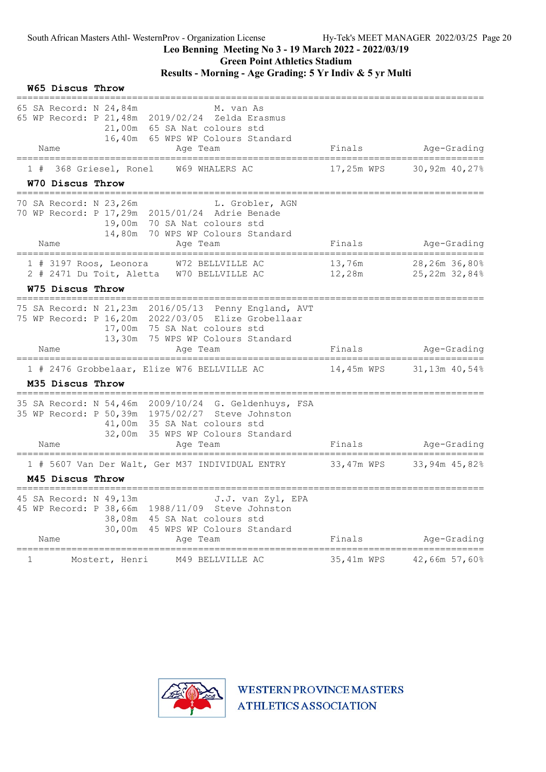Leo Benning Meeting No 3 - 19 March 2022 - 2022/03/19
Green Point Athletics Stadium
Results - Morning - Age Grading: 5 Yr Indiv & 5 yr Multi

### W65 Discus Throw

65 SA Record: N 24,84m M. van As
65 WP Record: P 21,48m 2019/02/24 Zelda Erasmus
21,00m 65 SA Nat colours std
16,40m 65 WPS WP Colours Standard

| | Name | Age | Team | Finals | Age-Grading |
|---|---|---|---|---|---|
| 1 # | 368 Griesel, Ronel | W69 | WHALERS AC | 17,25m WPS | 30,92m 40,27% |

### W70 Discus Throw

70 SA Record: N 23,26m L. Grobler, AGN
70 WP Record: P 17,29m 2015/01/24 Adrie Benade
19,00m 70 SA Nat colours std
14,80m 70 WPS WP Colours Standard

| | Name | Age | Team | Finals | Age-Grading |
|---|---|---|---|---|---|
| 1 # | 3197 Roos, Leonora | W72 | BELLVILLE AC | 13,76m | 28,26m 36,80% |
| 2 # | 2471 Du Toit, Aletta | W70 | BELLVILLE AC | 12,28m | 25,22m 32,84% |

### W75 Discus Throw

75 SA Record: N 21,23m 2016/05/13 Penny England, AVT
75 WP Record: P 16,20m 2022/03/05 Elize Grobellaar
17,00m 75 SA Nat colours std
13,30m 75 WPS WP Colours Standard

| | Name | Age | Team | Finals | Age-Grading |
|---|---|---|---|---|---|
| 1 # | 2476 Grobbelaar, Elize | W76 | BELLVILLE AC | 14,45m WPS | 31,13m 40,54% |

### M35 Discus Throw

35 SA Record: N 54,46m 2009/10/24 G. Geldenhuys, FSA
35 WP Record: P 50,39m 1975/02/27 Steve Johnston
41,00m 35 SA Nat colours std
32,00m 35 WPS WP Colours Standard

| | Name | Age | Team | Finals | Age-Grading |
|---|---|---|---|---|---|
| 1 # | 5607 Van Der Walt, Ger | M37 | INDIVIDUAL ENTRY | 33,47m WPS | 33,94m 45,82% |

### M45 Discus Throw

45 SA Record: N 49,13m J.J. van Zyl, EPA
45 WP Record: P 38,66m 1988/11/09 Steve Johnston
38,08m 45 SA Nat colours std
30,00m 45 WPS WP Colours Standard

| | Name | Age | Team | Finals | Age-Grading |
|---|---|---|---|---|---|
| 1 | Mostert, Henri | M49 | BELLVILLE AC | 35,41m WPS | 42,66m 57,60% |

WESTERN PROVINCE MASTERS ATHLETICS ASSOCIATION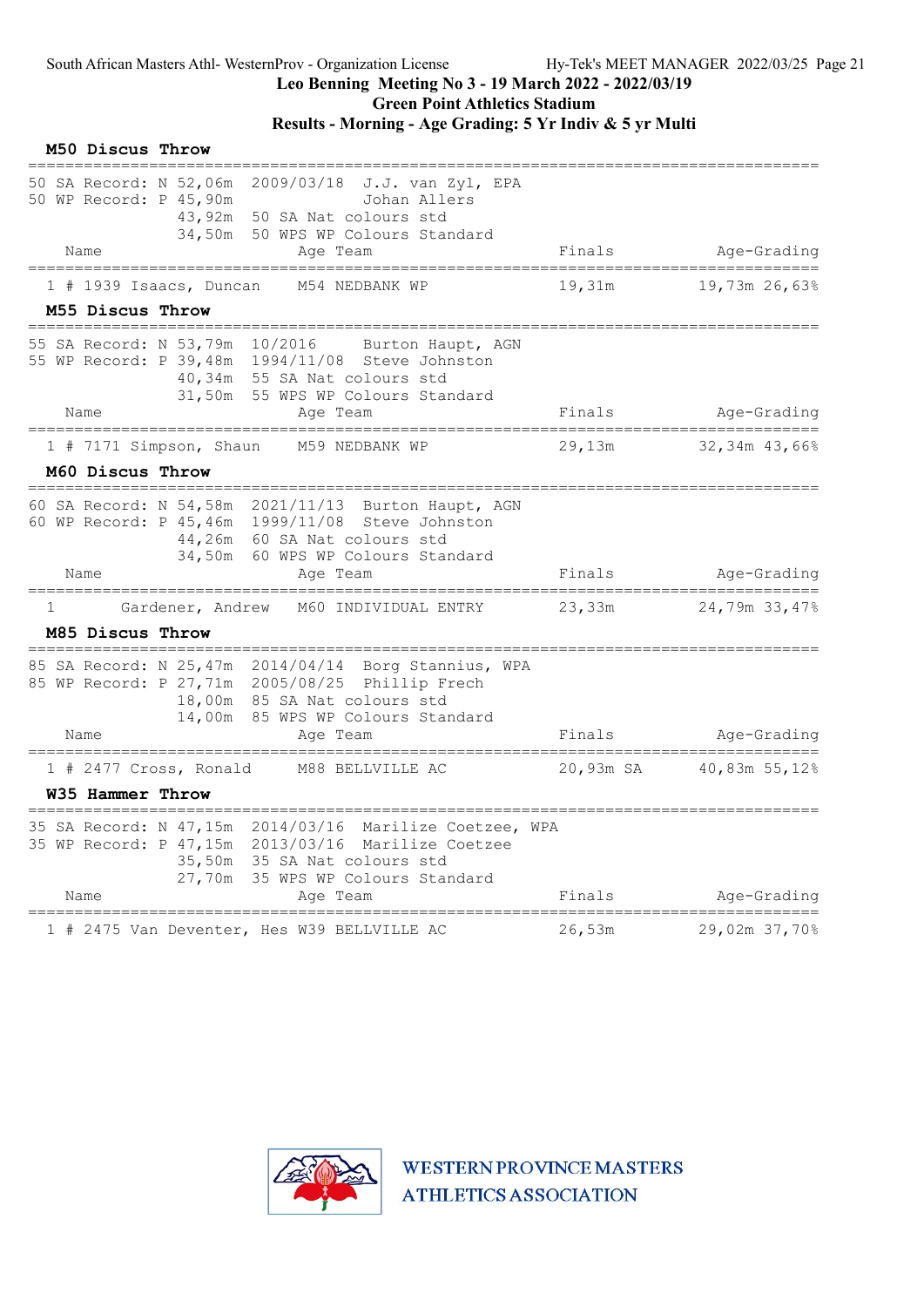Leo Benning Meeting No 3 - 19 March 2022 - 2022/03/19
Green Point Athletics Stadium
Results - Morning - Age Grading: 5 Yr Indiv & 5 yr Multi

### M50 Discus Throw

50 SA Record: N 52,06m 2009/03/18 J.J. van Zyl, EPA
50 WP Record: P 45,90m Johan Allers
43,92m 50 SA Nat colours std
34,50m 50 WPS WP Colours Standard

| Place | Name | Age | Team | Finals | Age-Grading | |
|---|---|---|---|---|---|---|
| 1 # 1939 | Isaacs, Duncan | M54 | NEDBANK WP | 19,31m | 19,73m | 26,63% |

### M55 Discus Throw

55 SA Record: N 53,79m 10/2016 Burton Haupt, AGN
55 WP Record: P 39,48m 1994/11/08 Steve Johnston
40,34m 55 SA Nat colours std
31,50m 55 WPS WP Colours Standard

| Place | Name | Age | Team | Finals | Age-Grading | |
|---|---|---|---|---|---|---|
| 1 # 7171 | Simpson, Shaun | M59 | NEDBANK WP | 29,13m | 32,34m | 43,66% |

### M60 Discus Throw

60 SA Record: N 54,58m 2021/11/13 Burton Haupt, AGN
60 WP Record: P 45,46m 1999/11/08 Steve Johnston
44,26m 60 SA Nat colours std
34,50m 60 WPS WP Colours Standard

| Place | Name | Age | Team | Finals | Age-Grading | |
|---|---|---|---|---|---|---|
| 1 | Gardener, Andrew | M60 | INDIVIDUAL ENTRY | 23,33m | 24,79m | 33,47% |

### M85 Discus Throw

85 SA Record: N 25,47m 2014/04/14 Borg Stannius, WPA
85 WP Record: P 27,71m 2005/08/25 Phillip Frech
18,00m 85 SA Nat colours std
14,00m 85 WPS WP Colours Standard

| Place | Name | Age | Team | Finals | Age-Grading | |
|---|---|---|---|---|---|---|
| 1 # 2477 | Cross, Ronald | M88 | BELLVILLE AC | 20,93m SA | 40,83m | 55,12% |

### W35 Hammer Throw

35 SA Record: N 47,15m 2014/03/16 Marilize Coetzee, WPA
35 WP Record: P 47,15m 2013/03/16 Marilize Coetzee
35,50m 35 SA Nat colours std
27,70m 35 WPS WP Colours Standard

| Place | Name | Age | Team | Finals | Age-Grading | |
|---|---|---|---|---|---|---|
| 1 # 2475 | Van Deventer, Hes | W39 | BELLVILLE AC | 26,53m | 29,02m | 37,70% |

WESTERN PROVINCE MASTERS ATHLETICS ASSOCIATION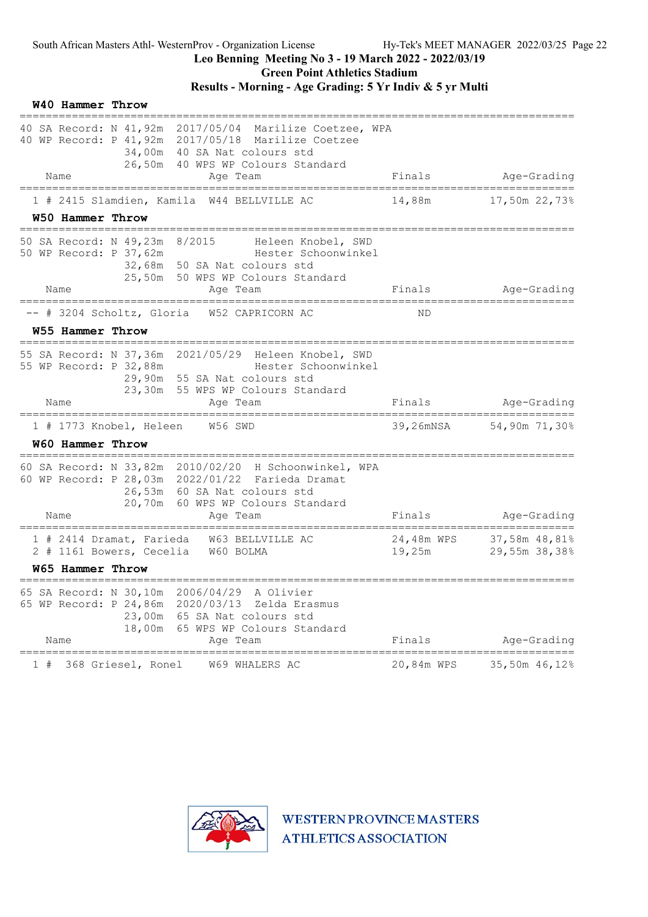South African Masters Athl- WesternProv - Organization License

## Leo Benning Meeting No 3 - 19 March 2022 - 2022/03/19

### Green Point Athletics Stadium

### Results - Morning - Age Grading: 5 Yr Indiv & 5 yr Multi

**W40 Hammer Throw**

40 SA Record: N 41,92m 2017/05/04 Marilize Coetzee, WPA
40 WP Record: P 41,92m 2017/05/18 Marilize Coetzee
34,00m 40 SA Nat colours std
26,50m 40 WPS WP Colours Standard

| | Name | Age | Team | Finals | Age-Grading | |
|---|---|---|---|---|---|---|
| 1 | # 2415 Slamdien, Kamila | W44 | BELLVILLE AC | 14,88m | 17,50m | 22,73% |

**W50 Hammer Throw**

50 SA Record: N 49,23m 8/2015 Heleen Knobel, SWD
50 WP Record: P 37,62m Hester Schoonwinkel
32,68m 50 SA Nat colours std
25,50m 50 WPS WP Colours Standard

| | Name | Age | Team | Finals | Age-Grading | |
|---|---|---|---|---|---|---|
| -- | # 3204 Scholtz, Gloria | W52 | CAPRICORN AC | ND | | |

**W55 Hammer Throw**

55 SA Record: N 37,36m 2021/05/29 Heleen Knobel, SWD
55 WP Record: P 32,88m Hester Schoonwinkel
29,90m 55 SA Nat colours std
23,30m 55 WPS WP Colours Standard

| | Name | Age | Team | Finals | Age-Grading | |
|---|---|---|---|---|---|---|
| 1 | # 1773 Knobel, Heleen | W56 | SWD | 39,26mNSA | 54,90m | 71,30% |

**W60 Hammer Throw**

60 SA Record: N 33,82m 2010/02/20 H Schoonwinkel, WPA
60 WP Record: P 28,03m 2022/01/22 Farieda Dramat
26,53m 60 SA Nat colours std
20,70m 60 WPS WP Colours Standard

| | Name | Age | Team | Finals | Age-Grading | |
|---|---|---|---|---|---|---|
| 1 | # 2414 Dramat, Farieda | W63 | BELLVILLE AC | 24,48m WPS | 37,58m | 48,81% |
| 2 | # 1161 Bowers, Cecelia | W60 | BOLMA | 19,25m | 29,55m | 38,38% |

**W65 Hammer Throw**

65 SA Record: N 30,10m 2006/04/29 A Olivier
65 WP Record: P 24,86m 2020/03/13 Zelda Erasmus
23,00m 65 SA Nat colours std
18,00m 65 WPS WP Colours Standard

| | Name | Age | Team | Finals | Age-Grading | |
|---|---|---|---|---|---|---|
| 1 | # 368 Griesel, Ronel | W69 | WHALERS AC | 20,84m WPS | 35,50m | 46,12% |

WESTERN PROVINCE MASTERS ATHLETICS ASSOCIATION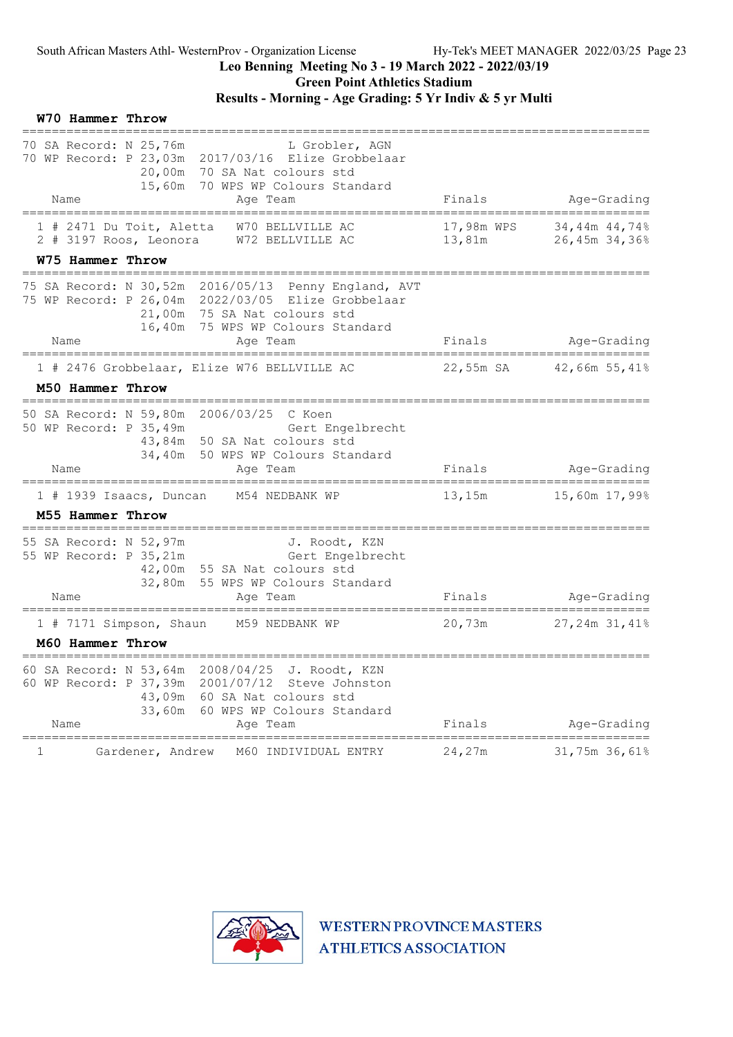Leo Benning Meeting No 3 - 19 March 2022 - 2022/03/19

Green Point Athletics Stadium

**Results - Morning - Age Grading: 5 Yr Indiv & 5 yr Multi**

### W70 Hammer Throw

70 SA Record: N 25,76m L Grobler, AGN
70 WP Record: P 23,03m 2017/03/16 Elize Grobbelaar
20,00m 70 SA Nat colours std
15,60m 70 WPS WP Colours Standard

| | Name | Age | Team | Finals | | Age-Grading | |
|---|---|---|---|---|---|---|---|
| 1 | # 2471 Du Toit, Aletta | W70 | BELLVILLE AC | 17,98m | WPS | 34,44m | 44,74% |
| 2 | # 3197 Roos, Leonora | W72 | BELLVILLE AC | 13,81m | | 26,45m | 34,36% |

### W75 Hammer Throw

75 SA Record: N 30,52m 2016/05/13 Penny England, AVT
75 WP Record: P 26,04m 2022/03/05 Elize Grobbelaar
21,00m 75 SA Nat colours std
16,40m 75 WPS WP Colours Standard

| | Name | Age | Team | Finals | | Age-Grading | |
|---|---|---|---|---|---|---|---|
| 1 | # 2476 Grobbelaar, Elize | W76 | BELLVILLE AC | 22,55m | SA | 42,66m | 55,41% |

### M50 Hammer Throw

50 SA Record: N 59,80m 2006/03/25 C Koen
50 WP Record: P 35,49m Gert Engelbrecht
43,84m 50 SA Nat colours std
34,40m 50 WPS WP Colours Standard

| | Name | Age | Team | Finals | | Age-Grading | |
|---|---|---|---|---|---|---|---|
| 1 | # 1939 Isaacs, Duncan | M54 | NEDBANK WP | 13,15m | | 15,60m | 17,99% |

### M55 Hammer Throw

55 SA Record: N 52,97m J. Roodt, KZN
55 WP Record: P 35,21m Gert Engelbrecht
42,00m 55 SA Nat colours std
32,80m 55 WPS WP Colours Standard

| | Name | Age | Team | Finals | | Age-Grading | |
|---|---|---|---|---|---|---|---|
| 1 | # 7171 Simpson, Shaun | M59 | NEDBANK WP | 20,73m | | 27,24m | 31,41% |

### M60 Hammer Throw

60 SA Record: N 53,64m 2008/04/25 J. Roodt, KZN
60 WP Record: P 37,39m 2001/07/12 Steve Johnston
43,09m 60 SA Nat colours std
33,60m 60 WPS WP Colours Standard

| | Name | Age | Team | Finals | | Age-Grading | |
|---|---|---|---|---|---|---|---|
| 1 | Gardener, Andrew | M60 | INDIVIDUAL ENTRY | 24,27m | | 31,75m | 36,61% |

WESTERN PROVINCE MASTERS ATHLETICS ASSOCIATION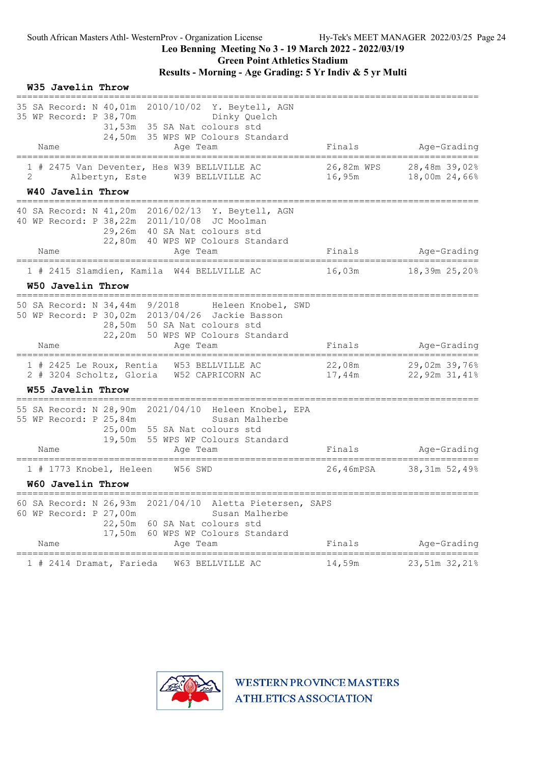South African Masters Athl- WesternProv - Organization License Hy-Tek's MEET MANAGER 2022/03/25 Page 24

**Leo Benning Meeting No 3 - 19 March 2022 - 2022/03/19**

**Green Point Athletics Stadium**

**Results - Morning - Age Grading: 5 Yr Indiv & 5 yr Multi**

## W35 Javelin Throw

```
35 SA Record: N 40,01m  2010/10/02  Y. Beytell, AGN
35 WP Record: P 38,70m              Dinky Quelch
                31,53m  35 SA Nat colours std
                24,50m  35 WPS WP Colours Standard
```

| | Name | Age | Team | Finals | | Age-Grading | |
|---|---|---|---|---|---|---|---|
| 1 | # 2475 Van Deventer, Hes | W39 | BELLVILLE AC | 26,82m | WPS | 28,48m | 39,02% |
| 2 | Albertyn, Este | W39 | BELLVILLE AC | 16,95m | | 18,00m | 24,66% |

## W40 Javelin Throw

```
40 SA Record: N 41,20m  2016/02/13  Y. Beytell, AGN
40 WP Record: P 38,22m  2011/10/08  JC Moolman
                29,26m  40 SA Nat colours std
                22,80m  40 WPS WP Colours Standard
```

| | Name | Age | Team | Finals | Age-Grading | |
|---|---|---|---|---|---|---|
| 1 | # 2415 Slamdien, Kamila | W44 | BELLVILLE AC | 16,03m | 18,39m | 25,20% |

## W50 Javelin Throw

```
50 SA Record: N 34,44m  9/2018      Heleen Knobel, SWD
50 WP Record: P 30,02m  2013/04/26  Jackie Basson
                28,50m  50 SA Nat colours std
                22,20m  50 WPS WP Colours Standard
```

| | Name | Age | Team | Finals | Age-Grading | |
|---|---|---|---|---|---|---|
| 1 | # 2425 Le Roux, Rentia | W53 | BELLVILLE AC | 22,08m | 29,02m | 39,76% |
| 2 | # 3204 Scholtz, Gloria | W52 | CAPRICORN AC | 17,44m | 22,92m | 31,41% |

## W55 Javelin Throw

```
55 SA Record: N 28,90m  2021/04/10  Heleen Knobel, EPA
55 WP Record: P 25,84m              Susan Malherbe
                25,00m  55 SA Nat colours std
                19,50m  55 WPS WP Colours Standard
```

| | Name | Age | Team | Finals | | Age-Grading | |
|---|---|---|---|---|---|---|---|
| 1 | # 1773 Knobel, Heleen | W56 | SWD | 26,46m | PSA | 38,31m | 52,49% |

## W60 Javelin Throw

```
60 SA Record: N 26,93m  2021/04/10  Aletta Pietersen, SAPS
60 WP Record: P 27,00m              Susan Malherbe
                22,50m  60 SA Nat colours std
                17,50m  60 WPS WP Colours Standard
```

| | Name | Age | Team | Finals | Age-Grading | |
|---|---|---|---|---|---|---|
| 1 | # 2414 Dramat, Farieda | W63 | BELLVILLE AC | 14,59m | 23,51m | 32,21% |

WESTERN PROVINCE MASTERS ATHLETICS ASSOCIATION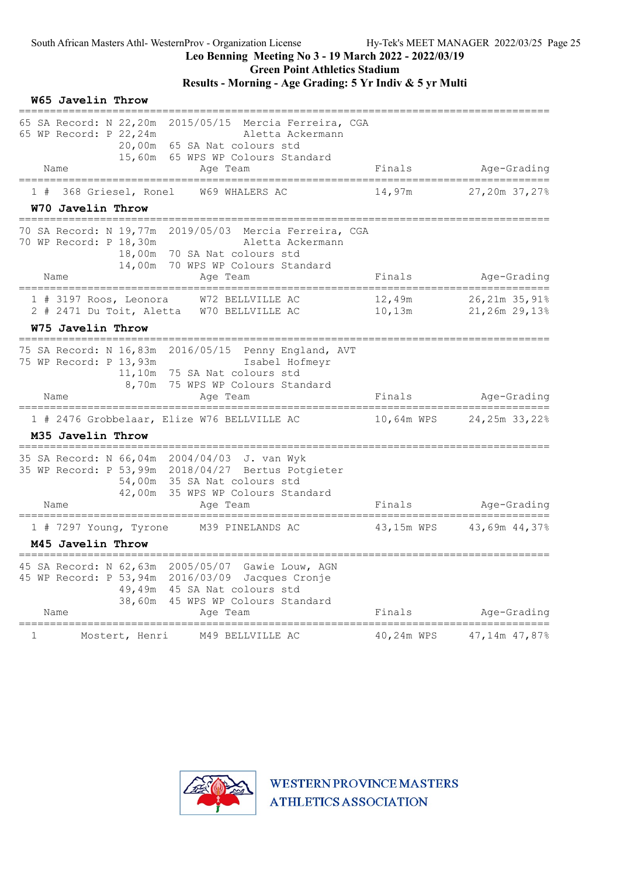Leo Benning Meeting No 3 - 19 March 2022 - 2022/03/19

Green Point Athletics Stadium

Results - Morning - Age Grading: 5 Yr Indiv & 5 yr Multi

### W65 Javelin Throw

65 SA Record: N 22,20m 2015/05/15 Mercia Ferreira, CGA
65 WP Record: P 22,24m Aletta Ackermann
20,00m 65 SA Nat colours std
15,60m 65 WPS WP Colours Standard

| | Name | Age | Team | Finals | Age-Grading | |
|---|---|---|---|---|---|---|
| 1 # | 368 Griesel, Ronel | W69 | WHALERS AC | 14,97m | 27,20m | 37,27% |

### W70 Javelin Throw

70 SA Record: N 19,77m 2019/05/03 Mercia Ferreira, CGA
70 WP Record: P 18,30m Aletta Ackermann
18,00m 70 SA Nat colours std
14,00m 70 WPS WP Colours Standard

| | Name | Age | Team | Finals | Age-Grading | |
|---|---|---|---|---|---|---|
| 1 # | 3197 Roos, Leonora | W72 | BELLVILLE AC | 12,49m | 26,21m | 35,91% |
| 2 # | 2471 Du Toit, Aletta | W70 | BELLVILLE AC | 10,13m | 21,26m | 29,13% |

### W75 Javelin Throw

75 SA Record: N 16,83m 2016/05/15 Penny England, AVT
75 WP Record: P 13,93m Isabel Hofmeyr
11,10m 75 SA Nat colours std
8,70m 75 WPS WP Colours Standard

| | Name | Age | Team | Finals | Age-Grading | |
|---|---|---|---|---|---|---|
| 1 # | 2476 Grobbelaar, Elize | W76 | BELLVILLE AC | 10,64m WPS | 24,25m | 33,22% |

### M35 Javelin Throw

35 SA Record: N 66,04m 2004/04/03 J. van Wyk
35 WP Record: P 53,99m 2018/04/27 Bertus Potgieter
54,00m 35 SA Nat colours std
42,00m 35 WPS WP Colours Standard

| | Name | Age | Team | Finals | Age-Grading | |
|---|---|---|---|---|---|---|
| 1 # | 7297 Young, Tyrone | M39 | PINELANDS AC | 43,15m WPS | 43,69m | 44,37% |

### M45 Javelin Throw

45 SA Record: N 62,63m 2005/05/07 Gawie Louw, AGN
45 WP Record: P 53,94m 2016/03/09 Jacques Cronje
49,49m 45 SA Nat colours std
38,60m 45 WPS WP Colours Standard

| | Name | Age | Team | Finals | Age-Grading | |
|---|---|---|---|---|---|---|
| 1 | Mostert, Henri | M49 | BELLVILLE AC | 40,24m WPS | 47,14m | 47,87% |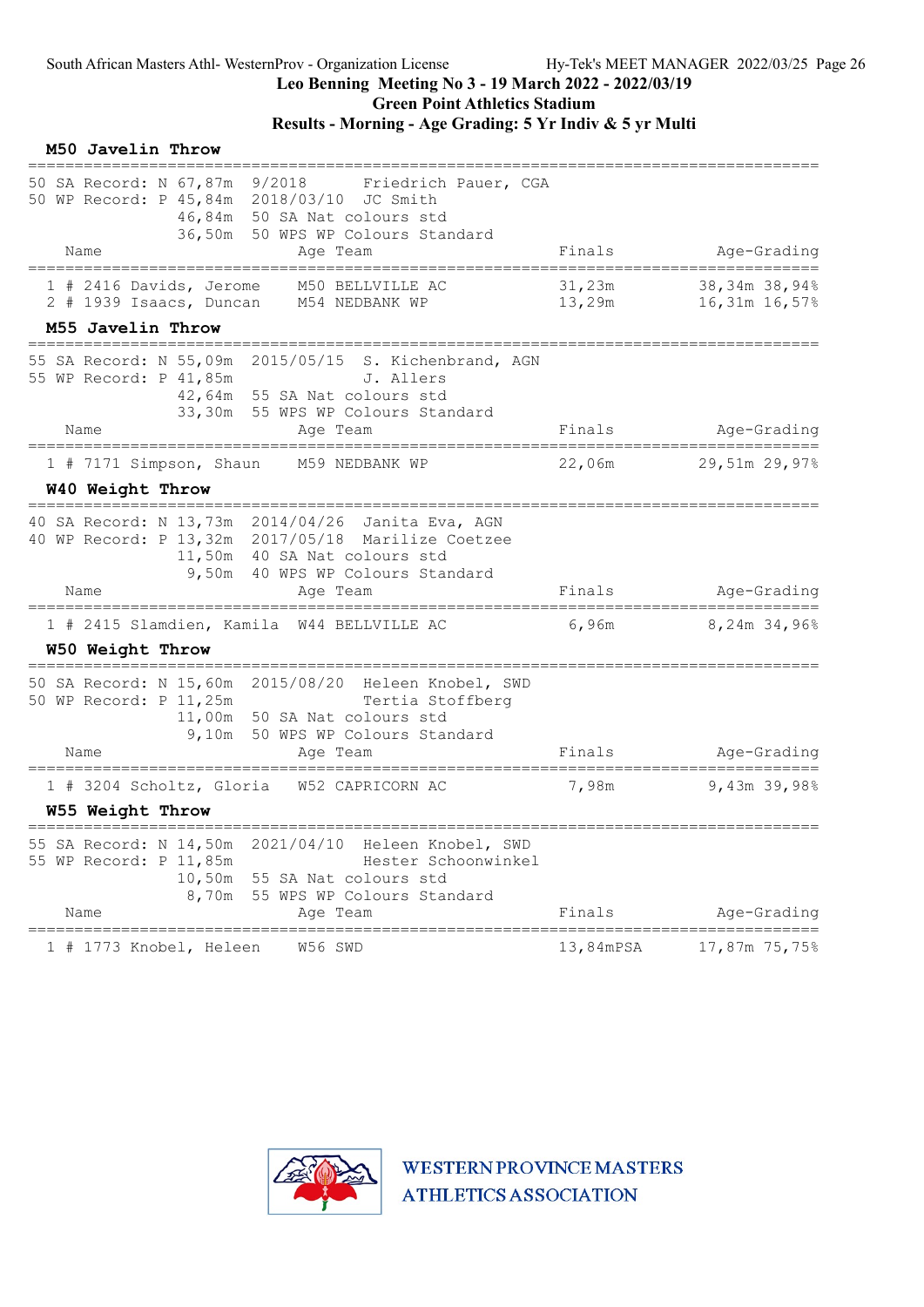Leo Benning Meeting No 3 - 19 March 2022 - 2022/03/19
Green Point Athletics Stadium
Results - Morning - Age Grading: 5 Yr Indiv & 5 yr Multi

### M50 Javelin Throw

50 SA Record: N 67,87m 9/2018 Friedrich Pauer, CGA
50 WP Record: P 45,84m 2018/03/10 JC Smith
46,84m 50 SA Nat colours std
36,50m 50 WPS WP Colours Standard

| | Name | Age | Team | Finals | Age-Grading | |
|---|---|---|---|---|---|---|
| 1 | # 2416 Davids, Jerome | M50 | BELLVILLE AC | 31,23m | 38,34m | 38,94% |
| 2 | # 1939 Isaacs, Duncan | M54 | NEDBANK WP | 13,29m | 16,31m | 16,57% |

### M55 Javelin Throw

55 SA Record: N 55,09m 2015/05/15 S. Kichenbrand, AGN
55 WP Record: P 41,85m J. Allers
42,64m 55 SA Nat colours std
33,30m 55 WPS WP Colours Standard

| | Name | Age | Team | Finals | Age-Grading | |
|---|---|---|---|---|---|---|
| 1 | # 7171 Simpson, Shaun | M59 | NEDBANK WP | 22,06m | 29,51m | 29,97% |

### W40 Weight Throw

40 SA Record: N 13,73m 2014/04/26 Janita Eva, AGN
40 WP Record: P 13,32m 2017/05/18 Marilize Coetzee
11,50m 40 SA Nat colours std
9,50m 40 WPS WP Colours Standard

| | Name | Age | Team | Finals | Age-Grading | |
|---|---|---|---|---|---|---|
| 1 | # 2415 Slamdien, Kamila | W44 | BELLVILLE AC | 6,96m | 8,24m | 34,96% |

### W50 Weight Throw

50 SA Record: N 15,60m 2015/08/20 Heleen Knobel, SWD
50 WP Record: P 11,25m Tertia Stoffberg
11,00m 50 SA Nat colours std
9,10m 50 WPS WP Colours Standard

| | Name | Age | Team | Finals | Age-Grading | |
|---|---|---|---|---|---|---|
| 1 | # 3204 Scholtz, Gloria | W52 | CAPRICORN AC | 7,98m | 9,43m | 39,98% |

### W55 Weight Throw

55 SA Record: N 14,50m 2021/04/10 Heleen Knobel, SWD
55 WP Record: P 11,85m Hester Schoonwinkel
10,50m 55 SA Nat colours std
8,70m 55 WPS WP Colours Standard

| | Name | Age | Team | Finals | Age-Grading | |
|---|---|---|---|---|---|---|
| 1 | # 1773 Knobel, Heleen | W56 | SWD | 13,84mPSA | 17,87m | 75,75% |

WESTERN PROVINCE MASTERS ATHLETICS ASSOCIATION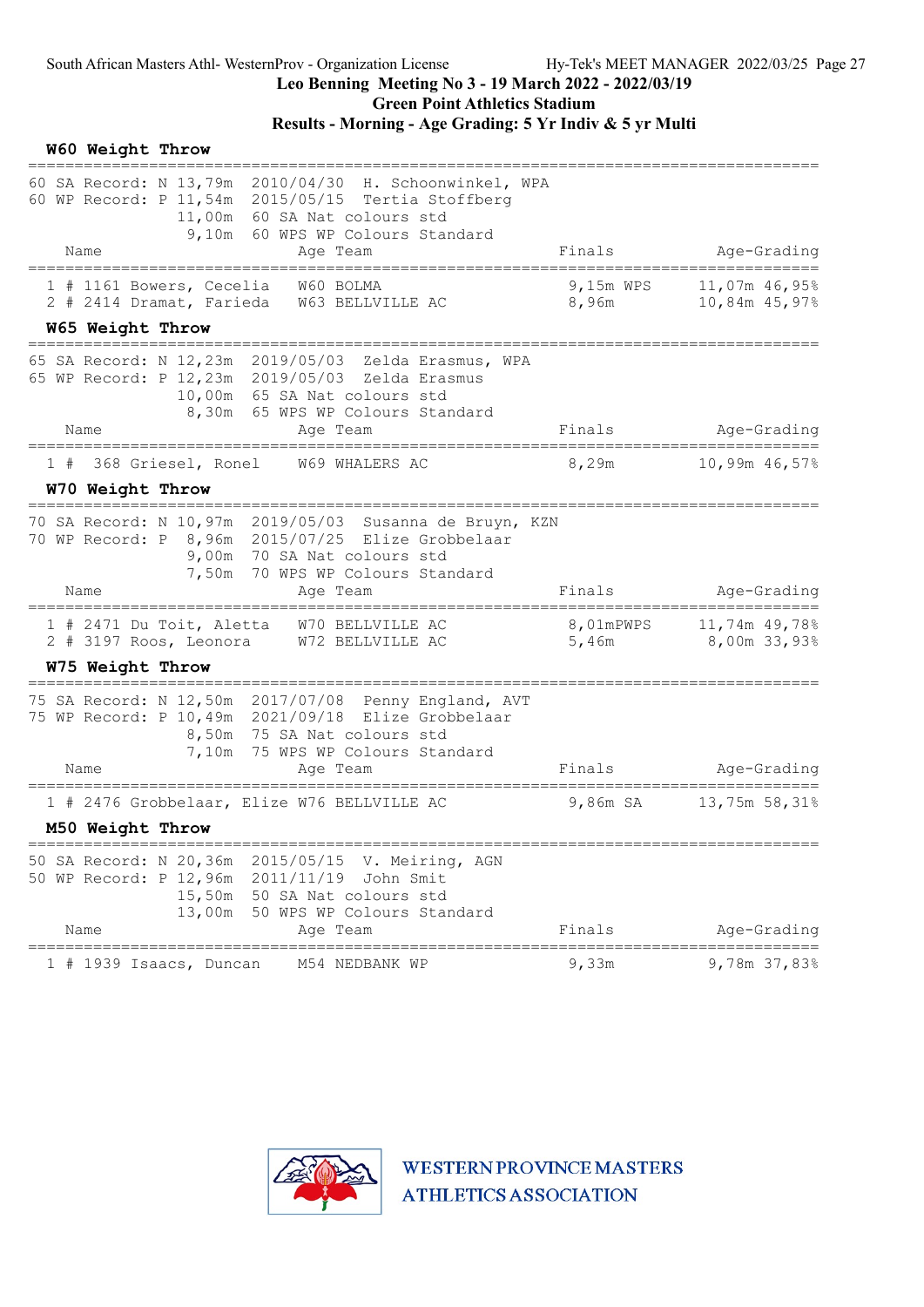Leo Benning Meeting No 3 - 19 March 2022 - 2022/03/19

Green Point Athletics Stadium

Results - Morning - Age Grading: 5 Yr Indiv & 5 yr Multi

### W60 Weight Throw

60 SA Record: N 13,79m 2010/04/30 H. Schoonwinkel, WPA
60 WP Record: P 11,54m 2015/05/15 Tertia Stoffberg
11,00m 60 SA Nat colours std
9,10m 60 WPS WP Colours Standard

| | Name | Age | Team | Finals | Age-Grading |
|---|---|---|---|---|---|
| 1 # 1161 | Bowers, Cecelia | W60 | BOLMA | 9,15m WPS | 11,07m 46,95% |
| 2 # 2414 | Dramat, Farieda | W63 | BELLVILLE AC | 8,96m | 10,84m 45,97% |

### W65 Weight Throw

65 SA Record: N 12,23m 2019/05/03 Zelda Erasmus, WPA
65 WP Record: P 12,23m 2019/05/03 Zelda Erasmus
10,00m 65 SA Nat colours std
8,30m 65 WPS WP Colours Standard

| | Name | Age | Team | Finals | Age-Grading |
|---|---|---|---|---|---|
| 1 # 368 | Griesel, Ronel | W69 | WHALERS AC | 8,29m | 10,99m 46,57% |

### W70 Weight Throw

70 SA Record: N 10,97m 2019/05/03 Susanna de Bruyn, KZN
70 WP Record: P 8,96m 2015/07/25 Elize Grobbelaar
9,00m 70 SA Nat colours std
7,50m 70 WPS WP Colours Standard

| | Name | Age | Team | Finals | Age-Grading |
|---|---|---|---|---|---|
| 1 # 2471 | Du Toit, Aletta | W70 | BELLVILLE AC | 8,01mPWPS | 11,74m 49,78% |
| 2 # 3197 | Roos, Leonora | W72 | BELLVILLE AC | 5,46m | 8,00m 33,93% |

### W75 Weight Throw

75 SA Record: N 12,50m 2017/07/08 Penny England, AVT
75 WP Record: P 10,49m 2021/09/18 Elize Grobbelaar
8,50m 75 SA Nat colours std
7,10m 75 WPS WP Colours Standard

| | Name | Age | Team | Finals | Age-Grading |
|---|---|---|---|---|---|
| 1 # 2476 | Grobbelaar, Elize | W76 | BELLVILLE AC | 9,86m SA | 13,75m 58,31% |

### M50 Weight Throw

50 SA Record: N 20,36m 2015/05/15 V. Meiring, AGN
50 WP Record: P 12,96m 2011/11/19 John Smit
15,50m 50 SA Nat colours std
13,00m 50 WPS WP Colours Standard

| | Name | Age | Team | Finals | Age-Grading |
|---|---|---|---|---|---|
| 1 # 1939 | Isaacs, Duncan | M54 | NEDBANK WP | 9,33m | 9,78m 37,83% |

WESTERN PROVINCE MASTERS ATHLETICS ASSOCIATION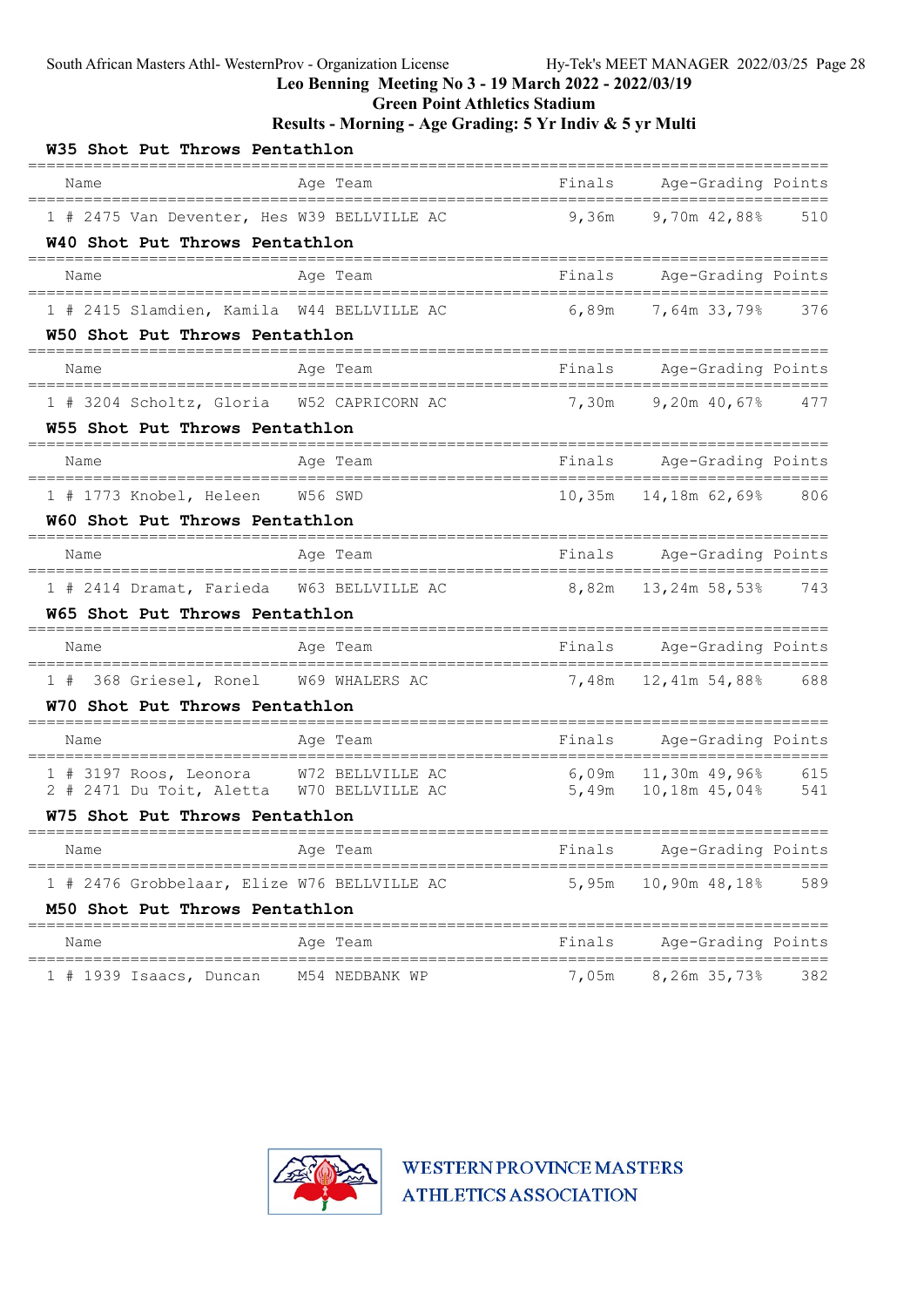# Leo Benning Meeting No 3 - 19 March 2022 - 2022/03/19

## Green Point Athletics Stadium

## Results - Morning - Age Grading: 5 Yr Indiv & 5 yr Multi

### W35 Shot Put Throws Pentathlon

| | Name | Age | Team | Finals | Age-Grading | | Points |
|---|---|---|---|---|---|---|---|
| 1 | # 2475 Van Deventer, Hes | W39 | BELLVILLE AC | 9,36m | 9,70m | 42,88% | 510 |

### W40 Shot Put Throws Pentathlon

| | Name | Age | Team | Finals | Age-Grading | | Points |
|---|---|---|---|---|---|---|---|
| 1 | # 2415 Slamdien, Kamila | W44 | BELLVILLE AC | 6,89m | 7,64m | 33,79% | 376 |

### W50 Shot Put Throws Pentathlon

| | Name | Age | Team | Finals | Age-Grading | | Points |
|---|---|---|---|---|---|---|---|
| 1 | # 3204 Scholtz, Gloria | W52 | CAPRICORN AC | 7,30m | 9,20m | 40,67% | 477 |

### W55 Shot Put Throws Pentathlon

| | Name | Age | Team | Finals | Age-Grading | | Points |
|---|---|---|---|---|---|---|---|
| 1 | # 1773 Knobel, Heleen | W56 | SWD | 10,35m | 14,18m | 62,69% | 806 |

### W60 Shot Put Throws Pentathlon

| | Name | Age | Team | Finals | Age-Grading | | Points |
|---|---|---|---|---|---|---|---|
| 1 | # 2414 Dramat, Farieda | W63 | BELLVILLE AC | 8,82m | 13,24m | 58,53% | 743 |

### W65 Shot Put Throws Pentathlon

| | Name | Age | Team | Finals | Age-Grading | | Points |
|---|---|---|---|---|---|---|---|
| 1 | # 368 Griesel, Ronel | W69 | WHALERS AC | 7,48m | 12,41m | 54,88% | 688 |

### W70 Shot Put Throws Pentathlon

| | Name | Age | Team | Finals | Age-Grading | | Points |
|---|---|---|---|---|---|---|---|
| 1 | # 3197 Roos, Leonora | W72 | BELLVILLE AC | 6,09m | 11,30m | 49,96% | 615 |
| 2 | # 2471 Du Toit, Aletta | W70 | BELLVILLE AC | 5,49m | 10,18m | 45,04% | 541 |

### W75 Shot Put Throws Pentathlon

| | Name | Age | Team | Finals | Age-Grading | | Points |
|---|---|---|---|---|---|---|---|
| 1 | # 2476 Grobbelaar, Elize | W76 | BELLVILLE AC | 5,95m | 10,90m | 48,18% | 589 |

### M50 Shot Put Throws Pentathlon

| | Name | Age | Team | Finals | Age-Grading | | Points |
|---|---|---|---|---|---|---|---|
| 1 | # 1939 Isaacs, Duncan | M54 | NEDBANK WP | 7,05m | 8,26m | 35,73% | 382 |

WESTERN PROVINCE MASTERS ATHLETICS ASSOCIATION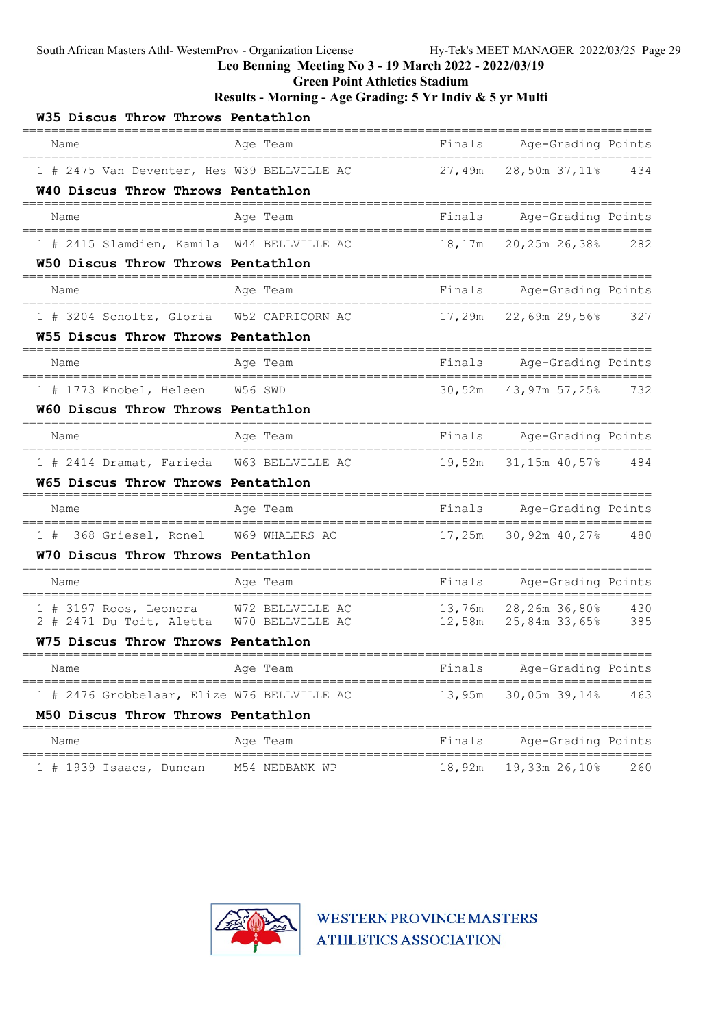Leo Benning Meeting No 3 - 19 March 2022 - 2022/03/19
Green Point Athletics Stadium
Results - Morning - Age Grading: 5 Yr Indiv & 5 yr Multi

### W35 Discus Throw Throws Pentathlon

| | Name | Age | Team | Finals | Age-Grading | | Points |
|---|---|---|---|---|---|---|---|
| 1 # | 2475 Van Deventer, Hes | W39 | BELLVILLE AC | 27,49m | 28,50m | 37,11% | 434 |

### W40 Discus Throw Throws Pentathlon

| | Name | Age | Team | Finals | Age-Grading | | Points |
|---|---|---|---|---|---|---|---|
| 1 # | 2415 Slamdien, Kamila | W44 | BELLVILLE AC | 18,17m | 20,25m | 26,38% | 282 |

### W50 Discus Throw Throws Pentathlon

| | Name | Age | Team | Finals | Age-Grading | | Points |
|---|---|---|---|---|---|---|---|
| 1 # | 3204 Scholtz, Gloria | W52 | CAPRICORN AC | 17,29m | 22,69m | 29,56% | 327 |

### W55 Discus Throw Throws Pentathlon

| | Name | Age | Team | Finals | Age-Grading | | Points |
|---|---|---|---|---|---|---|---|
| 1 # | 1773 Knobel, Heleen | W56 | SWD | 30,52m | 43,97m | 57,25% | 732 |

### W60 Discus Throw Throws Pentathlon

| | Name | Age | Team | Finals | Age-Grading | | Points |
|---|---|---|---|---|---|---|---|
| 1 # | 2414 Dramat, Farieda | W63 | BELLVILLE AC | 19,52m | 31,15m | 40,57% | 484 |

### W65 Discus Throw Throws Pentathlon

| | Name | Age | Team | Finals | Age-Grading | | Points |
|---|---|---|---|---|---|---|---|
| 1 # | 368 Griesel, Ronel | W69 | WHALERS AC | 17,25m | 30,92m | 40,27% | 480 |

### W70 Discus Throw Throws Pentathlon

| | Name | Age | Team | Finals | Age-Grading | | Points |
|---|---|---|---|---|---|---|---|
| 1 # | 3197 Roos, Leonora | W72 | BELLVILLE AC | 13,76m | 28,26m | 36,80% | 430 |
| 2 # | 2471 Du Toit, Aletta | W70 | BELLVILLE AC | 12,58m | 25,84m | 33,65% | 385 |

### W75 Discus Throw Throws Pentathlon

| | Name | Age | Team | Finals | Age-Grading | | Points |
|---|---|---|---|---|---|---|---|
| 1 # | 2476 Grobbelaar, Elize | W76 | BELLVILLE AC | 13,95m | 30,05m | 39,14% | 463 |

### M50 Discus Throw Throws Pentathlon

| | Name | Age | Team | Finals | Age-Grading | | Points |
|---|---|---|---|---|---|---|---|
| 1 # | 1939 Isaacs, Duncan | M54 | NEDBANK WP | 18,92m | 19,33m | 26,10% | 260 |

WESTERN PROVINCE MASTERS ATHLETICS ASSOCIATION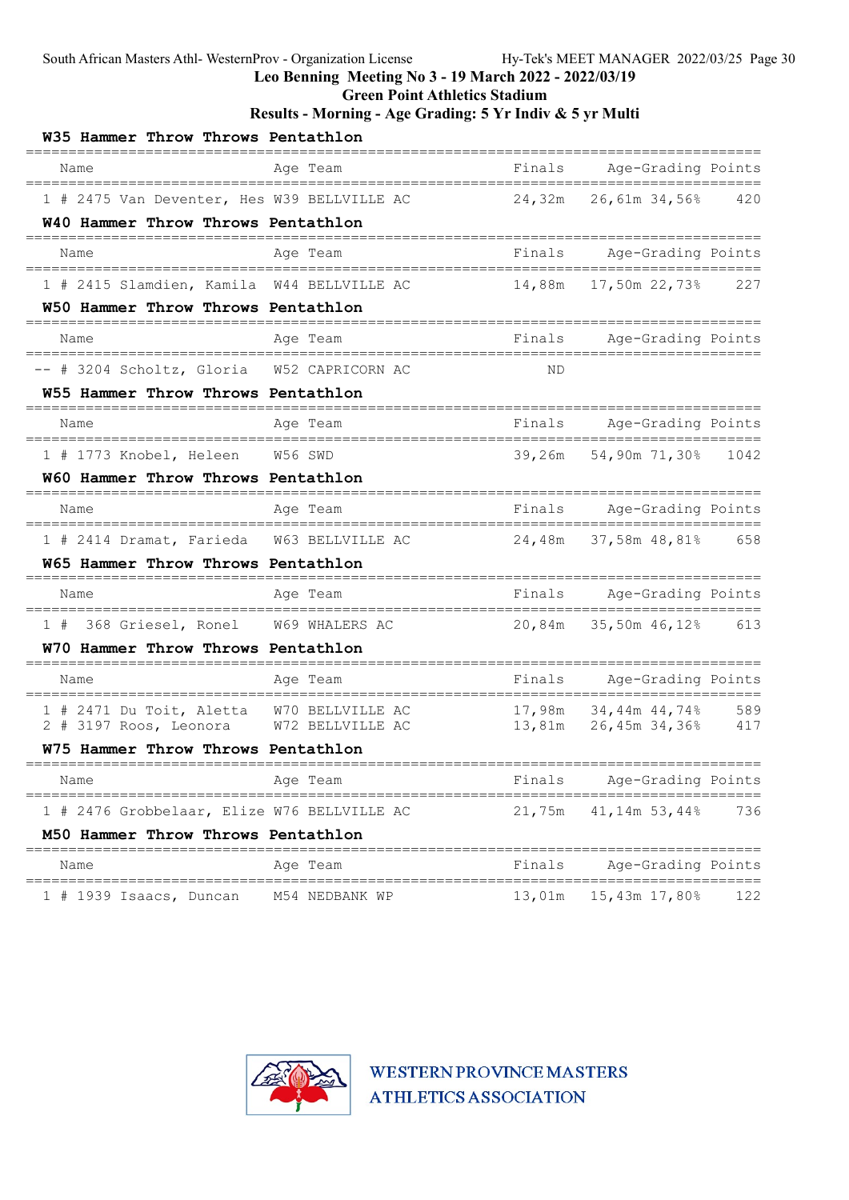Leo Benning Meeting No 3 - 19 March 2022 - 2022/03/19

Green Point Athletics Stadium

Results - Morning - Age Grading: 5 Yr Indiv & 5 yr Multi

### W35 Hammer Throw Throws Pentathlon

| Name | Age | Team | Finals | Age-Grading | | Points |
|---|---|---|---|---|---|---|
| 1 # 2475 Van Deventer, Hes | W39 | BELLVILLE AC | 24,32m | 26,61m | 34,56% | 420 |

### W40 Hammer Throw Throws Pentathlon

| Name | Age | Team | Finals | Age-Grading | | Points |
|---|---|---|---|---|---|---|
| 1 # 2415 Slamdien, Kamila | W44 | BELLVILLE AC | 14,88m | 17,50m | 22,73% | 227 |

### W50 Hammer Throw Throws Pentathlon

| Name | Age | Team | Finals | Age-Grading | | Points |
|---|---|---|---|---|---|---|
| -- # 3204 Scholtz, Gloria | W52 | CAPRICORN AC | ND | | | |

### W55 Hammer Throw Throws Pentathlon

| Name | Age | Team | Finals | Age-Grading | | Points |
|---|---|---|---|---|---|---|
| 1 # 1773 Knobel, Heleen | W56 | SWD | 39,26m | 54,90m | 71,30% | 1042 |

### W60 Hammer Throw Throws Pentathlon

| Name | Age | Team | Finals | Age-Grading | | Points |
|---|---|---|---|---|---|---|
| 1 # 2414 Dramat, Farieda | W63 | BELLVILLE AC | 24,48m | 37,58m | 48,81% | 658 |

### W65 Hammer Throw Throws Pentathlon

| Name | Age | Team | Finals | Age-Grading | | Points |
|---|---|---|---|---|---|---|
| 1 # 368 Griesel, Ronel | W69 | WHALERS AC | 20,84m | 35,50m | 46,12% | 613 |

### W70 Hammer Throw Throws Pentathlon

| Name | Age | Team | Finals | Age-Grading | | Points |
|---|---|---|---|---|---|---|
| 1 # 2471 Du Toit, Aletta | W70 | BELLVILLE AC | 17,98m | 34,44m | 44,74% | 589 |
| 2 # 3197 Roos, Leonora | W72 | BELLVILLE AC | 13,81m | 26,45m | 34,36% | 417 |

### W75 Hammer Throw Throws Pentathlon

| Name | Age | Team | Finals | Age-Grading | | Points |
|---|---|---|---|---|---|---|
| 1 # 2476 Grobbelaar, Elize | W76 | BELLVILLE AC | 21,75m | 41,14m | 53,44% | 736 |

### M50 Hammer Throw Throws Pentathlon

| Name | Age | Team | Finals | Age-Grading | | Points |
|---|---|---|---|---|---|---|
| 1 # 1939 Isaacs, Duncan | M54 | NEDBANK WP | 13,01m | 15,43m | 17,80% | 122 |

WESTERN PROVINCE MASTERS ATHLETICS ASSOCIATION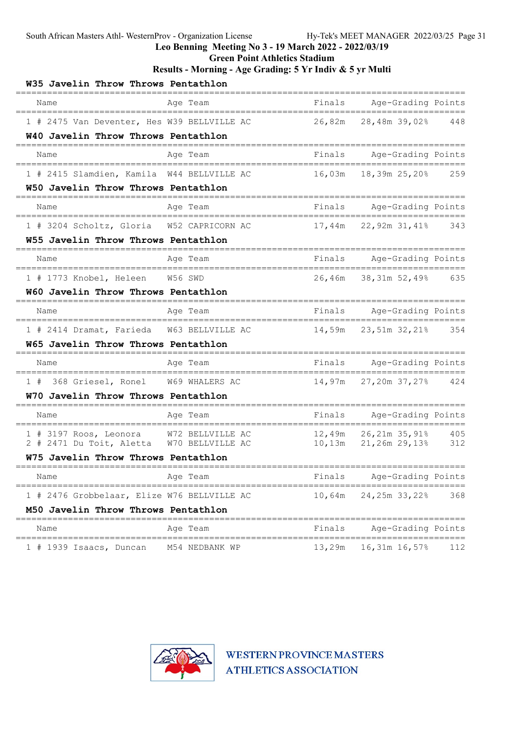Leo Benning Meeting No 3 - 19 March 2022 - 2022/03/19

Green Point Athletics Stadium

Results - Morning - Age Grading: 5 Yr Indiv & 5 yr Multi

### W35 Javelin Throw Throws Pentathlon

| | Name | Age | Team | Finals | Age-Grading | | Points |
|---|---|---|---|---|---|---|---|
| 1 | # 2475 Van Deventer, Hes | W39 | BELLVILLE AC | 26,82m | 28,48m | 39,02% | 448 |

### W40 Javelin Throw Throws Pentathlon

| | Name | Age | Team | Finals | Age-Grading | | Points |
|---|---|---|---|---|---|---|---|
| 1 | # 2415 Slamdien, Kamila | W44 | BELLVILLE AC | 16,03m | 18,39m | 25,20% | 259 |

### W50 Javelin Throw Throws Pentathlon

| | Name | Age | Team | Finals | Age-Grading | | Points |
|---|---|---|---|---|---|---|---|
| 1 | # 3204 Scholtz, Gloria | W52 | CAPRICORN AC | 17,44m | 22,92m | 31,41% | 343 |

### W55 Javelin Throw Throws Pentathlon

| | Name | Age | Team | Finals | Age-Grading | | Points |
|---|---|---|---|---|---|---|---|
| 1 | # 1773 Knobel, Heleen | W56 | SWD | 26,46m | 38,31m | 52,49% | 635 |

### W60 Javelin Throw Throws Pentathlon

| | Name | Age | Team | Finals | Age-Grading | | Points |
|---|---|---|---|---|---|---|---|
| 1 | # 2414 Dramat, Farieda | W63 | BELLVILLE AC | 14,59m | 23,51m | 32,21% | 354 |

### W65 Javelin Throw Throws Pentathlon

| | Name | Age | Team | Finals | Age-Grading | | Points |
|---|---|---|---|---|---|---|---|
| 1 | # 368 Griesel, Ronel | W69 | WHALERS AC | 14,97m | 27,20m | 37,27% | 424 |

### W70 Javelin Throw Throws Pentathlon

| | Name | Age | Team | Finals | Age-Grading | | Points |
|---|---|---|---|---|---|---|---|
| 1 | # 3197 Roos, Leonora | W72 | BELLVILLE AC | 12,49m | 26,21m | 35,91% | 405 |
| 2 | # 2471 Du Toit, Aletta | W70 | BELLVILLE AC | 10,13m | 21,26m | 29,13% | 312 |

### W75 Javelin Throw Throws Pentathlon

| | Name | Age | Team | Finals | Age-Grading | | Points |
|---|---|---|---|---|---|---|---|
| 1 | # 2476 Grobbelaar, Elize | W76 | BELLVILLE AC | 10,64m | 24,25m | 33,22% | 368 |

### M50 Javelin Throw Throws Pentathlon

| | Name | Age | Team | Finals | Age-Grading | | Points |
|---|---|---|---|---|---|---|---|
| 1 | # 1939 Isaacs, Duncan | M54 | NEDBANK WP | 13,29m | 16,31m | 16,57% | 112 |

WESTERN PROVINCE MASTERS ATHLETICS ASSOCIATION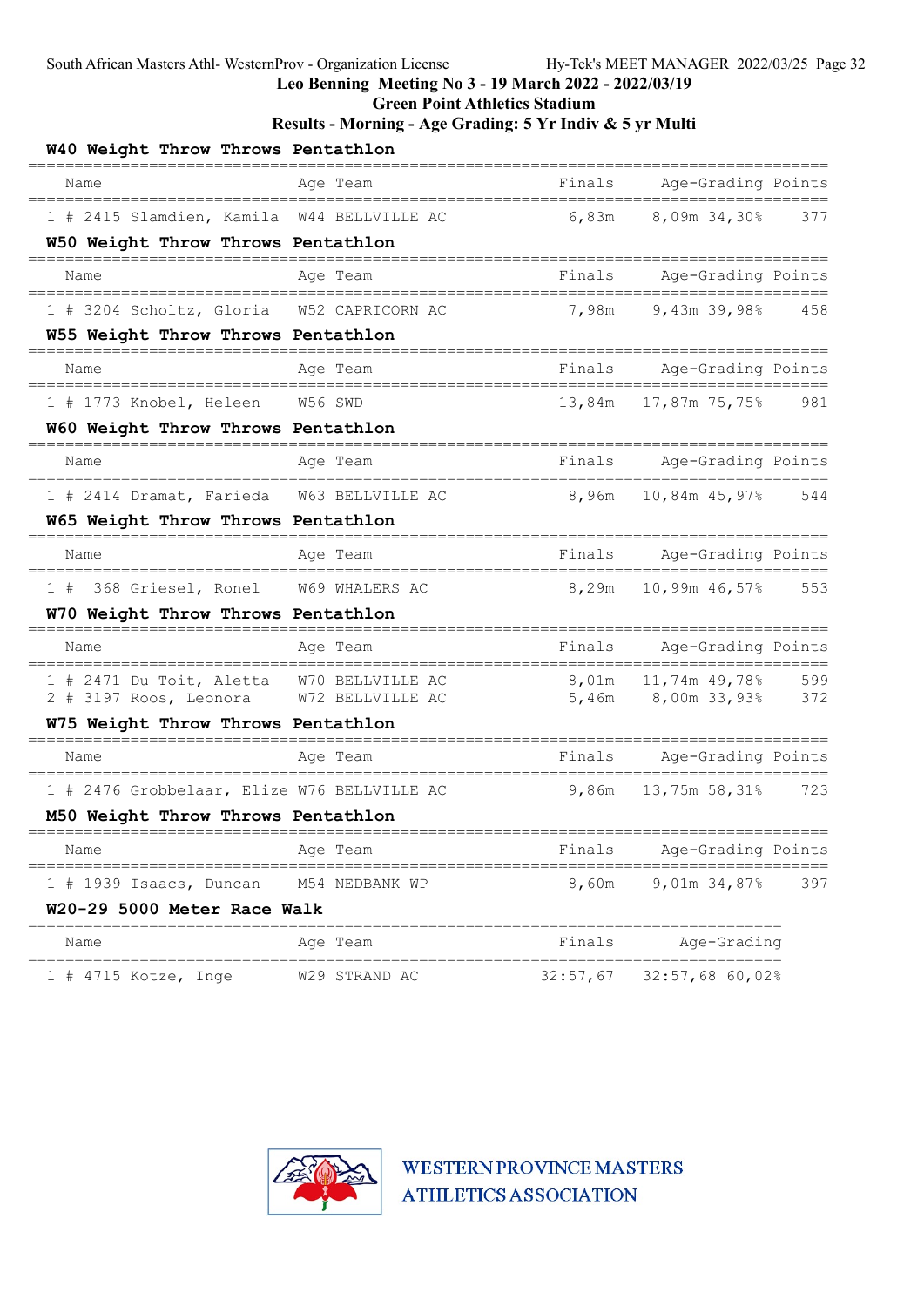Leo Benning Meeting No 3 - 19 March 2022 - 2022/03/19

Green Point Athletics Stadium

Results - Morning - Age Grading: 5 Yr Indiv & 5 yr Multi

### W40 Weight Throw Throws Pentathlon

| Name | Age | Team | Finals | Age-Grading | | Points |
|---|---|---|---|---|---|---|
| 1 # 2415 Slamdien, Kamila | W44 | BELLVILLE AC | 6,83m | 8,09m | 34,30% | 377 |

### W50 Weight Throw Throws Pentathlon

| Name | Age | Team | Finals | Age-Grading | | Points |
|---|---|---|---|---|---|---|
| 1 # 3204 Scholtz, Gloria | W52 | CAPRICORN AC | 7,98m | 9,43m | 39,98% | 458 |

### W55 Weight Throw Throws Pentathlon

| Name | Age | Team | Finals | Age-Grading | | Points |
|---|---|---|---|---|---|---|
| 1 # 1773 Knobel, Heleen | W56 | SWD | 13,84m | 17,87m | 75,75% | 981 |

### W60 Weight Throw Throws Pentathlon

| Name | Age | Team | Finals | Age-Grading | | Points |
|---|---|---|---|---|---|---|
| 1 # 2414 Dramat, Farieda | W63 | BELLVILLE AC | 8,96m | 10,84m | 45,97% | 544 |

### W65 Weight Throw Throws Pentathlon

| Name | Age | Team | Finals | Age-Grading | | Points |
|---|---|---|---|---|---|---|
| 1 # 368 Griesel, Ronel | W69 | WHALERS AC | 8,29m | 10,99m | 46,57% | 553 |

### W70 Weight Throw Throws Pentathlon

| Name | Age | Team | Finals | Age-Grading | | Points |
|---|---|---|---|---|---|---|
| 1 # 2471 Du Toit, Aletta | W70 | BELLVILLE AC | 8,01m | 11,74m | 49,78% | 599 |
| 2 # 3197 Roos, Leonora | W72 | BELLVILLE AC | 5,46m | 8,00m | 33,93% | 372 |

### W75 Weight Throw Throws Pentathlon

| Name | Age | Team | Finals | Age-Grading | | Points |
|---|---|---|---|---|---|---|
| 1 # 2476 Grobbelaar, Elize | W76 | BELLVILLE AC | 9,86m | 13,75m | 58,31% | 723 |

### M50 Weight Throw Throws Pentathlon

| Name | Age | Team | Finals | Age-Grading | | Points |
|---|---|---|---|---|---|---|
| 1 # 1939 Isaacs, Duncan | M54 | NEDBANK WP | 8,60m | 9,01m | 34,87% | 397 |

### W20-29 5000 Meter Race Walk

| Name | Age | Team | Finals | Age-Grading | |
|---|---|---|---|---|---|
| 1 # 4715 Kotze, Inge | W29 | STRAND AC | 32:57,67 | 32:57,68 | 60,02% |

WESTERN PROVINCE MASTERS ATHLETICS ASSOCIATION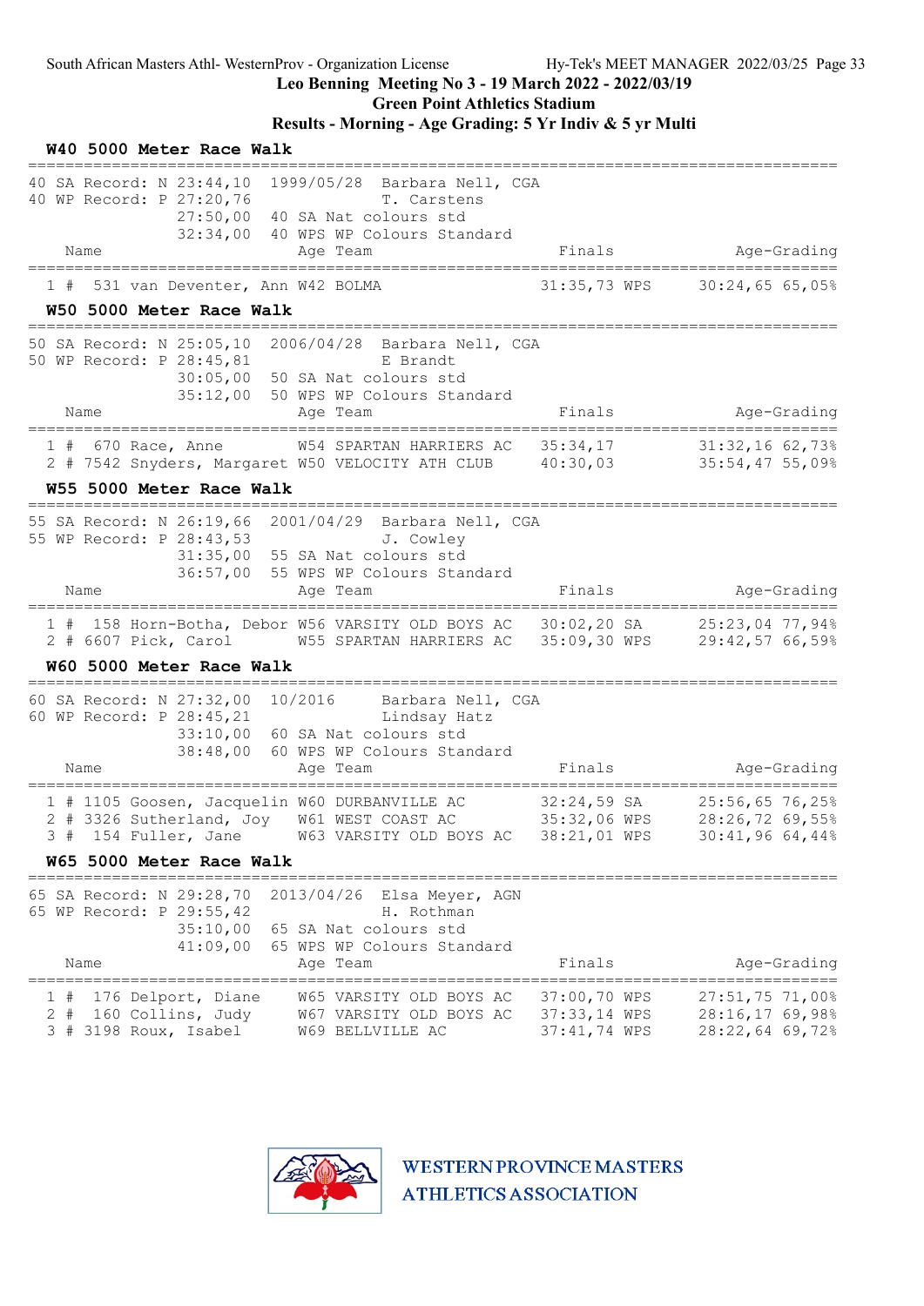Leo Benning Meeting No 3 - 19 March 2022 - 2022/03/19

Green Point Athletics Stadium

Results - Morning - Age Grading: 5 Yr Indiv & 5 yr Multi

## W40 5000 Meter Race Walk

40 SA Record: N 23:44,10 1999/05/28 Barbara Nell, CGA
40 WP Record: P 27:20,76 T. Carstens
27:50,00 40 SA Nat colours std
32:34,00 40 WPS WP Colours Standard

| Place | Name | Age | Team | Finals | Age-Grading |
|---|---|---|---|---|---|
| 1 # | 531 van Deventer, Ann | W42 | BOLMA | 31:35,73 WPS | 30:24,65 65,05% |

## W50 5000 Meter Race Walk

50 SA Record: N 25:05,10 2006/04/28 Barbara Nell, CGA
50 WP Record: P 28:45,81 E Brandt
30:05,00 50 SA Nat colours std
35:12,00 50 WPS WP Colours Standard

| Place | Name | Age | Team | Finals | Age-Grading |
|---|---|---|---|---|---|
| 1 # | 670 Race, Anne | W54 | SPARTAN HARRIERS AC | 35:34,17 | 31:32,16 62,73% |
| 2 # | 7542 Snyders, Margaret | W50 | VELOCITY ATH CLUB | 40:30,03 | 35:54,47 55,09% |

## W55 5000 Meter Race Walk

55 SA Record: N 26:19,66 2001/04/29 Barbara Nell, CGA
55 WP Record: P 28:43,53 J. Cowley
31:35,00 55 SA Nat colours std
36:57,00 55 WPS WP Colours Standard

| Place | Name | Age | Team | Finals | Age-Grading |
|---|---|---|---|---|---|
| 1 # | 158 Horn-Botha, Debor | W56 | VARSITY OLD BOYS AC | 30:02,20 SA | 25:23,04 77,94% |
| 2 # | 6607 Pick, Carol | W55 | SPARTAN HARRIERS AC | 35:09,30 WPS | 29:42,57 66,59% |

## W60 5000 Meter Race Walk

60 SA Record: N 27:32,00 10/2016 Barbara Nell, CGA
60 WP Record: P 28:45,21 Lindsay Hatz
33:10,00 60 SA Nat colours std
38:48,00 60 WPS WP Colours Standard

| Place | Name | Age | Team | Finals | Age-Grading |
|---|---|---|---|---|---|
| 1 # | 1105 Goosen, Jacquelin | W60 | DURBANVILLE AC | 32:24,59 SA | 25:56,65 76,25% |
| 2 # | 3326 Sutherland, Joy | W61 | WEST COAST AC | 35:32,06 WPS | 28:26,72 69,55% |
| 3 # | 154 Fuller, Jane | W63 | VARSITY OLD BOYS AC | 38:21,01 WPS | 30:41,96 64,44% |

## W65 5000 Meter Race Walk

65 SA Record: N 29:28,70 2013/04/26 Elsa Meyer, AGN
65 WP Record: P 29:55,42 H. Rothman
35:10,00 65 SA Nat colours std
41:09,00 65 WPS WP Colours Standard

| Place | Name | Age | Team | Finals | Age-Grading |
|---|---|---|---|---|---|
| 1 # | 176 Delport, Diane | W65 | VARSITY OLD BOYS AC | 37:00,70 WPS | 27:51,75 71,00% |
| 2 # | 160 Collins, Judy | W67 | VARSITY OLD BOYS AC | 37:33,14 WPS | 28:16,17 69,98% |
| 3 # | 3198 Roux, Isabel | W69 | BELLVILLE AC | 37:41,74 WPS | 28:22,64 69,72% |

WESTERN PROVINCE MASTERS ATHLETICS ASSOCIATION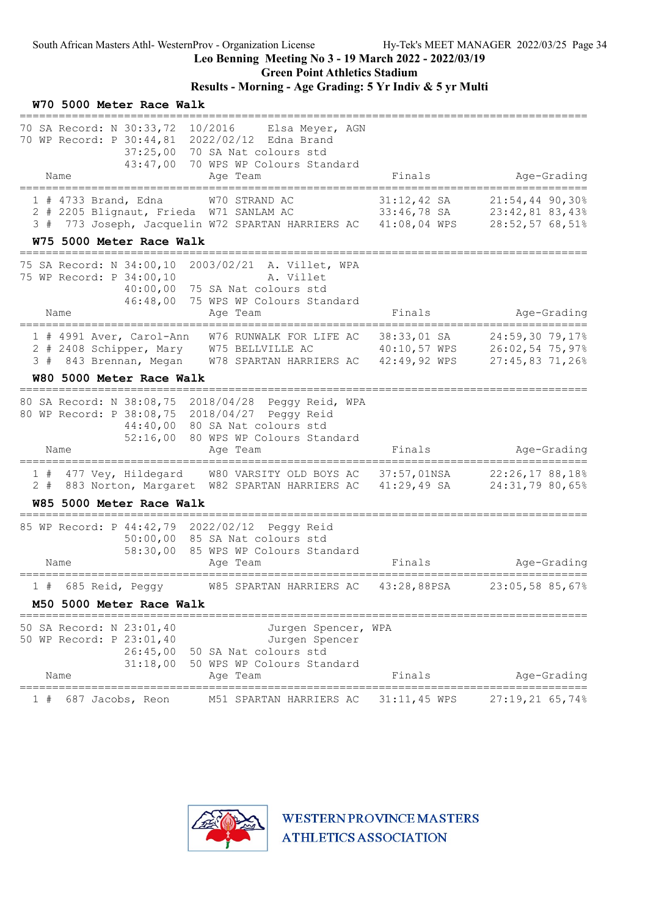Leo Benning Meeting No 3 - 19 March 2022 - 2022/03/19

Green Point Athletics Stadium

Results - Morning - Age Grading: 5 Yr Indiv & 5 yr Multi

### W70 5000 Meter Race Walk

70 SA Record: N 30:33,72 10/2016 Elsa Meyer, AGN
70 WP Record: P 30:44,81 2022/02/12 Edna Brand
37:25,00 70 SA Nat colours std
43:47,00 70 WPS WP Colours Standard

| Place | Bib | Name | Age | Team | Finals | | Age-Grading | |
|---|---|---|---|---|---|---|---|---|
| 1 # | 4733 | Brand, Edna | W70 | STRAND AC | 31:12,42 | SA | 21:54,44 | 90,30% |
| 2 # | 2205 | Blignaut, Frieda | W71 | SANLAM AC | 33:46,78 | SA | 23:42,81 | 83,43% |
| 3 # | 773 | Joseph, Jacquelin | W72 | SPARTAN HARRIERS AC | 41:08,04 | WPS | 28:52,57 | 68,51% |

### W75 5000 Meter Race Walk

75 SA Record: N 34:00,10 2003/02/21 A. Villet, WPA
75 WP Record: P 34:00,10 A. Villet
40:00,00 75 SA Nat colours std
46:48,00 75 WPS WP Colours Standard

| Place | Bib | Name | Age | Team | Finals | | Age-Grading | |
|---|---|---|---|---|---|---|---|---|
| 1 # | 4991 | Aver, Carol-Ann | W76 | RUNWALK FOR LIFE AC | 38:33,01 | SA | 24:59,30 | 79,17% |
| 2 # | 2408 | Schipper, Mary | W75 | BELLVILLE AC | 40:10,57 | WPS | 26:02,54 | 75,97% |
| 3 # | 843 | Brennan, Megan | W78 | SPARTAN HARRIERS AC | 42:49,92 | WPS | 27:45,83 | 71,26% |

### W80 5000 Meter Race Walk

80 SA Record: N 38:08,75 2018/04/28 Peggy Reid, WPA
80 WP Record: P 38:08,75 2018/04/27 Peggy Reid
44:40,00 80 SA Nat colours std
52:16,00 80 WPS WP Colours Standard

| Place | Bib | Name | Age | Team | Finals | | Age-Grading | |
|---|---|---|---|---|---|---|---|---|
| 1 # | 477 | Vey, Hildegard | W80 | VARSITY OLD BOYS AC | 37:57,01 | NSA | 22:26,17 | 88,18% |
| 2 # | 883 | Norton, Margaret | W82 | SPARTAN HARRIERS AC | 41:29,49 | SA | 24:31,79 | 80,65% |

### W85 5000 Meter Race Walk

85 WP Record: P 44:42,79 2022/02/12 Peggy Reid
50:00,00 85 SA Nat colours std
58:30,00 85 WPS WP Colours Standard

| Place | Bib | Name | Age | Team | Finals | | Age-Grading | |
|---|---|---|---|---|---|---|---|---|
| 1 # | 685 | Reid, Peggy | W85 | SPARTAN HARRIERS AC | 43:28,88 | PSA | 23:05,58 | 85,67% |

### M50 5000 Meter Race Walk

50 SA Record: N 23:01,40 Jurgen Spencer, WPA
50 WP Record: P 23:01,40 Jurgen Spencer
26:45,00 50 SA Nat colours std
31:18,00 50 WPS WP Colours Standard

| Place | Bib | Name | Age | Team | Finals | | Age-Grading | |
|---|---|---|---|---|---|---|---|---|
| 1 # | 687 | Jacobs, Reon | M51 | SPARTAN HARRIERS AC | 31:11,45 | WPS | 27:19,21 | 65,74% |

WESTERN PROVINCE MASTERS ATHLETICS ASSOCIATION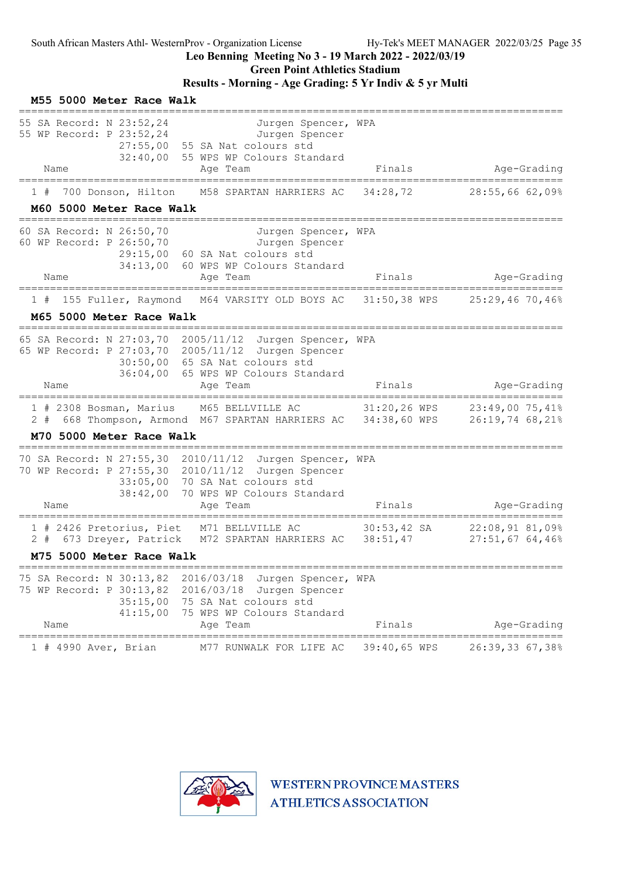South African Masters Athl- WesternProv - Organization License Hy-Tek's MEET MANAGER 2022/03/25

**Leo Benning Meeting No 3 - 19 March 2022 - 2022/03/19**

**Green Point Athletics Stadium**

**Results - Morning - Age Grading: 5 Yr Indiv & 5 yr Multi**

### M55 5000 Meter Race Walk

```
55 SA Record: N 23:52,24              Jurgen Spencer, WPA
55 WP Record: P 23:52,24              Jurgen Spencer
                27:55,00  55 SA Nat colours std
                32:40,00  55 WPS WP Colours Standard
```

| Place | Name | Age | Team | Finals | Age-Grading |
|---|---|---|---|---|---|
| 1 # | 700 Donson, Hilton | M58 | SPARTAN HARRIERS AC | 34:28,72 | 28:55,66 62,09% |

### M60 5000 Meter Race Walk

```
60 SA Record: N 26:50,70              Jurgen Spencer, WPA
60 WP Record: P 26:50,70              Jurgen Spencer
                29:15,00  60 SA Nat colours std
                34:13,00  60 WPS WP Colours Standard
```

| Place | Name | Age | Team | Finals | Age-Grading |
|---|---|---|---|---|---|
| 1 # | 155 Fuller, Raymond | M64 | VARSITY OLD BOYS AC | 31:50,38 WPS | 25:29,46 70,46% |

### M65 5000 Meter Race Walk

```
65 SA Record: N 27:03,70  2005/11/12  Jurgen Spencer, WPA
65 WP Record: P 27:03,70  2005/11/12  Jurgen Spencer
                30:50,00  65 SA Nat colours std
                36:04,00  65 WPS WP Colours Standard
```

| Place | Name | Age | Team | Finals | Age-Grading |
|---|---|---|---|---|---|
| 1 # | 2308 Bosman, Marius | M65 | BELLVILLE AC | 31:20,26 WPS | 23:49,00 75,41% |
| 2 # | 668 Thompson, Armond | M67 | SPARTAN HARRIERS AC | 34:38,60 WPS | 26:19,74 68,21% |

### M70 5000 Meter Race Walk

```
70 SA Record: N 27:55,30  2010/11/12  Jurgen Spencer, WPA
70 WP Record: P 27:55,30  2010/11/12  Jurgen Spencer
                33:05,00  70 SA Nat colours std
                38:42,00  70 WPS WP Colours Standard
```

| Place | Name | Age | Team | Finals | Age-Grading |
|---|---|---|---|---|---|
| 1 # | 2426 Pretorius, Piet | M71 | BELLVILLE AC | 30:53,42 SA | 22:08,91 81,09% |
| 2 # | 673 Dreyer, Patrick | M72 | SPARTAN HARRIERS AC | 38:51,47 | 27:51,67 64,46% |

### M75 5000 Meter Race Walk

```
75 SA Record: N 30:13,82  2016/03/18  Jurgen Spencer, WPA
75 WP Record: P 30:13,82  2016/03/18  Jurgen Spencer
                35:15,00  75 SA Nat colours std
                41:15,00  75 WPS WP Colours Standard
```

| Place | Name | Age | Team | Finals | Age-Grading |
|---|---|---|---|---|---|
| 1 # | 4990 Aver, Brian | M77 | RUNWALK FOR LIFE AC | 39:40,65 WPS | 26:39,33 67,38% |

WESTERN PROVINCE MASTERS ATHLETICS ASSOCIATION